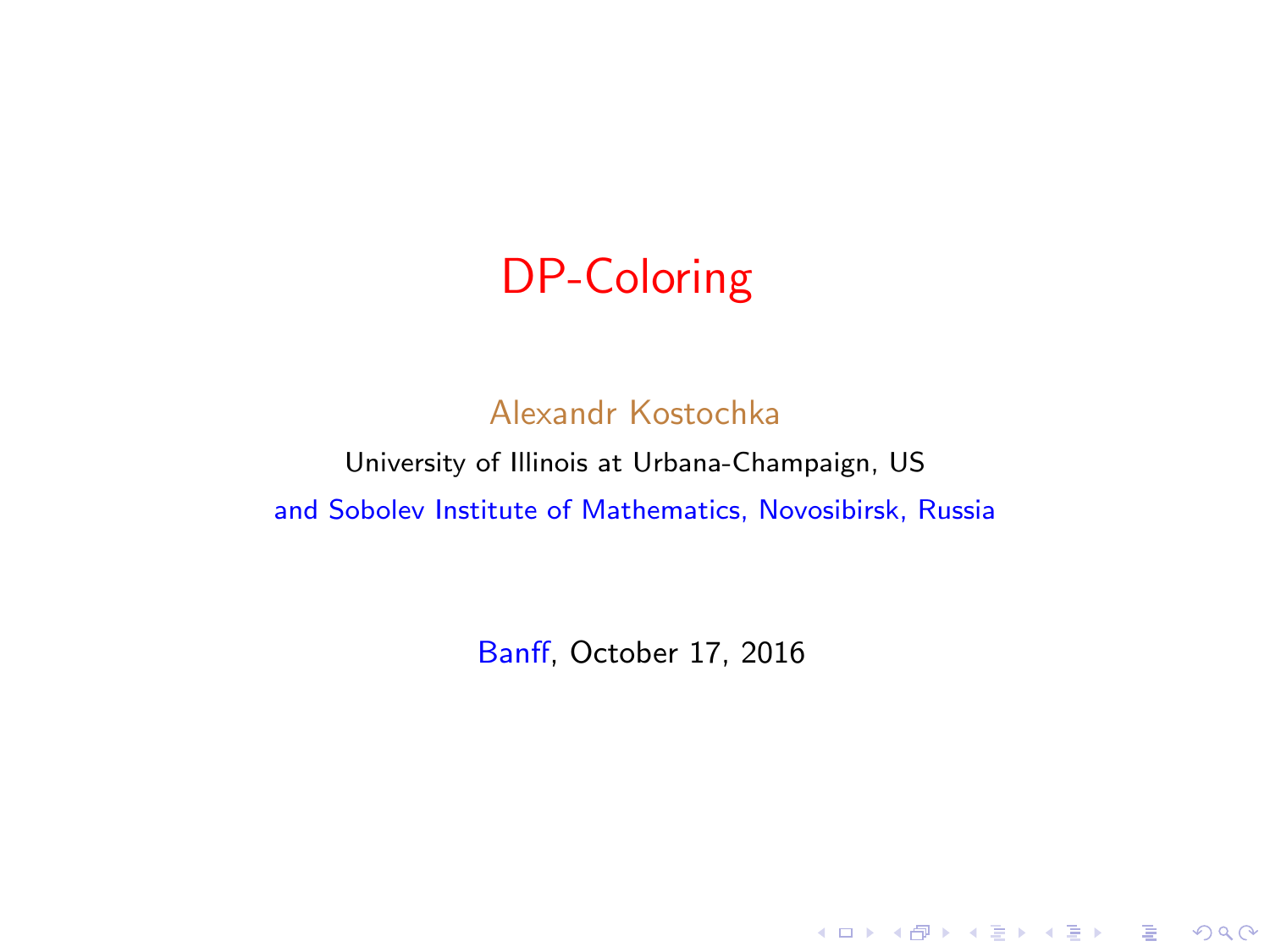# DP-Coloring

Alexandr Kostochka

University of Illinois at Urbana-Champaign, US

and Sobolev Institute of Mathematics, Novosibirsk, Russia

Banff, October 17, 2016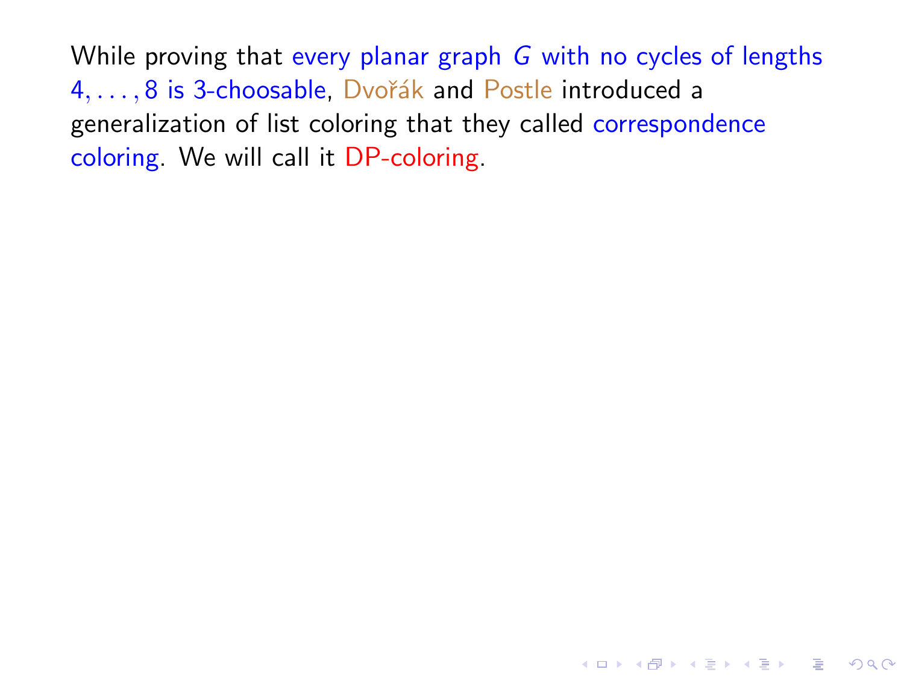While proving that every planar graph $G$ with no cycles of lengths $4, \ldots, 8$ is 3-choosable, Dvořák and Postle introduced a generalization of list coloring that they called correspondence coloring. We will call it DP-coloring.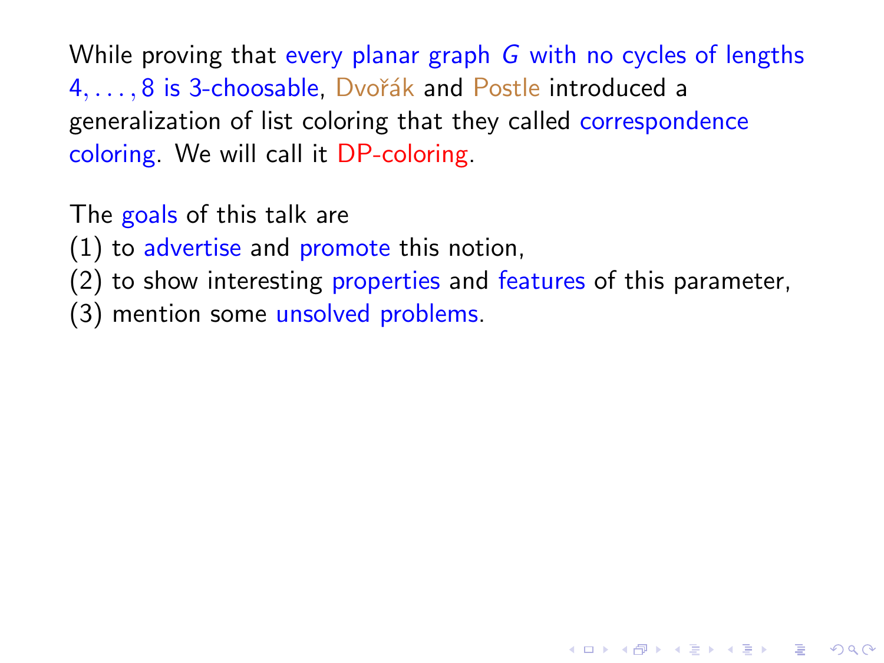While proving that every planar graph $G$ with no cycles of lengths $4, \ldots, 8$ is 3-choosable, Dvořák and Postle introduced a generalization of list coloring that they called correspondence coloring. We will call it DP-coloring.

The goals of this talk are
(1) to advertise and promote this notion,
(2) to show interesting properties and features of this parameter,
(3) mention some unsolved problems.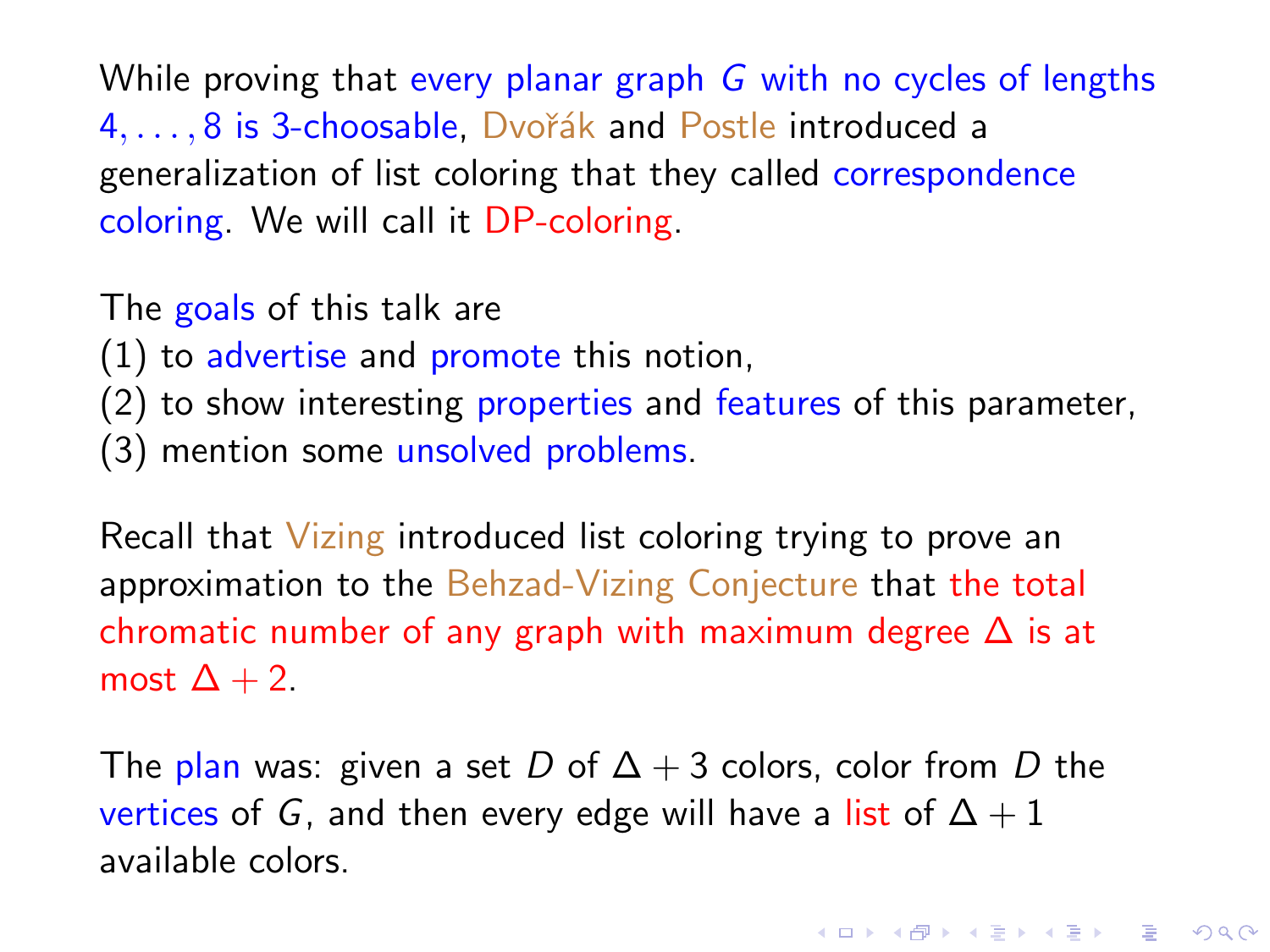While proving that every planar graph $G$ with no cycles of lengths $4, \ldots, 8$ is 3-choosable, Dvořák and Postle introduced a generalization of list coloring that they called correspondence coloring. We will call it DP-coloring.

The goals of this talk are
(1) to advertise and promote this notion,
(2) to show interesting properties and features of this parameter,
(3) mention some unsolved problems.

Recall that Vizing introduced list coloring trying to prove an approximation to the Behzad-Vizing Conjecture that the total chromatic number of any graph with maximum degree $\Delta$ is at most $\Delta + 2$.

The plan was: given a set $D$ of $\Delta + 3$ colors, color from $D$ the vertices of $G$, and then every edge will have a list of $\Delta + 1$ available colors.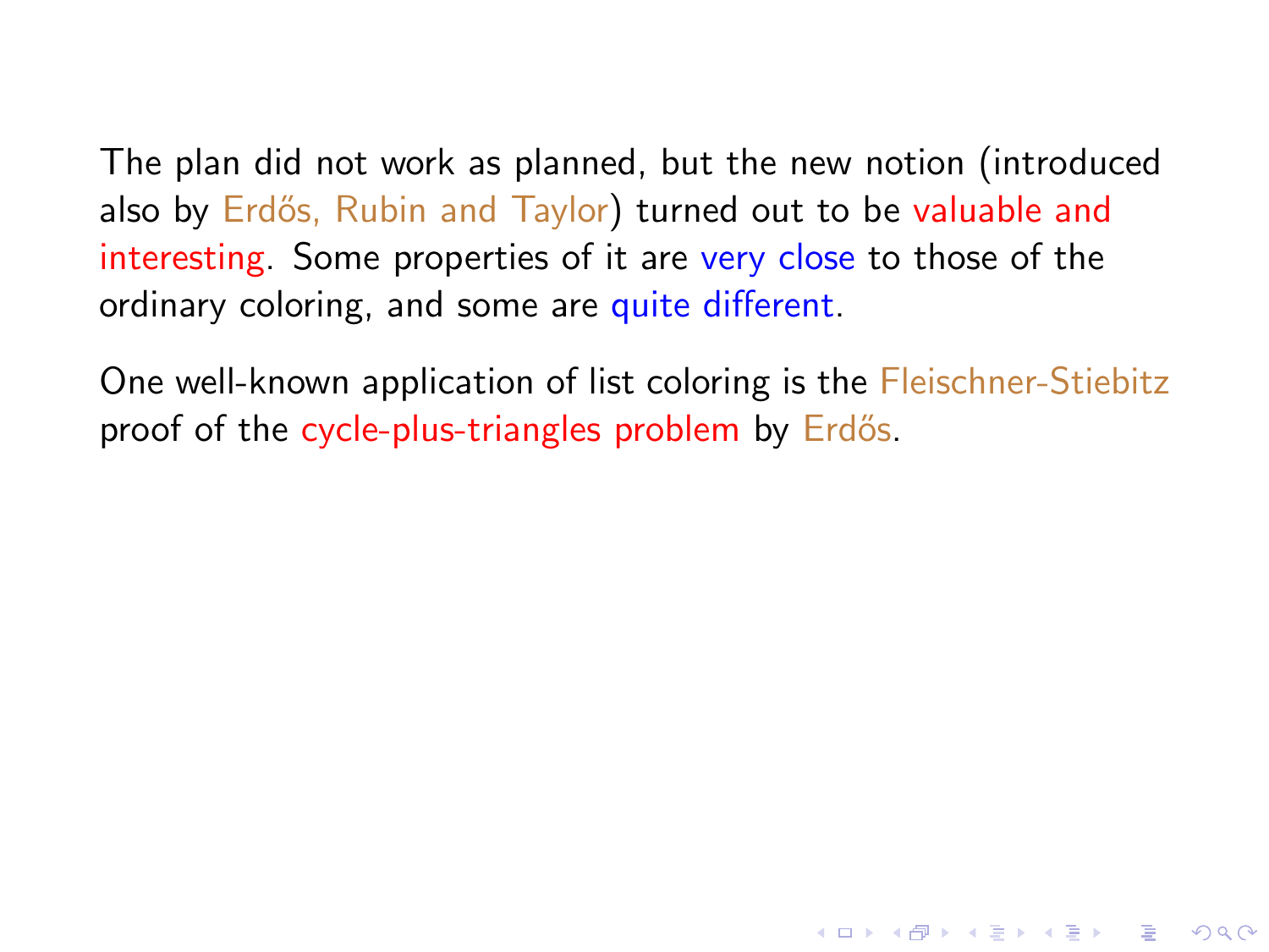The plan did not work as planned, but the new notion (introduced also by Erdős, Rubin and Taylor) turned out to be valuable and interesting. Some properties of it are very close to those of the ordinary coloring, and some are quite different.

One well-known application of list coloring is the Fleischner-Stiebitz proof of the cycle-plus-triangles problem by Erdős.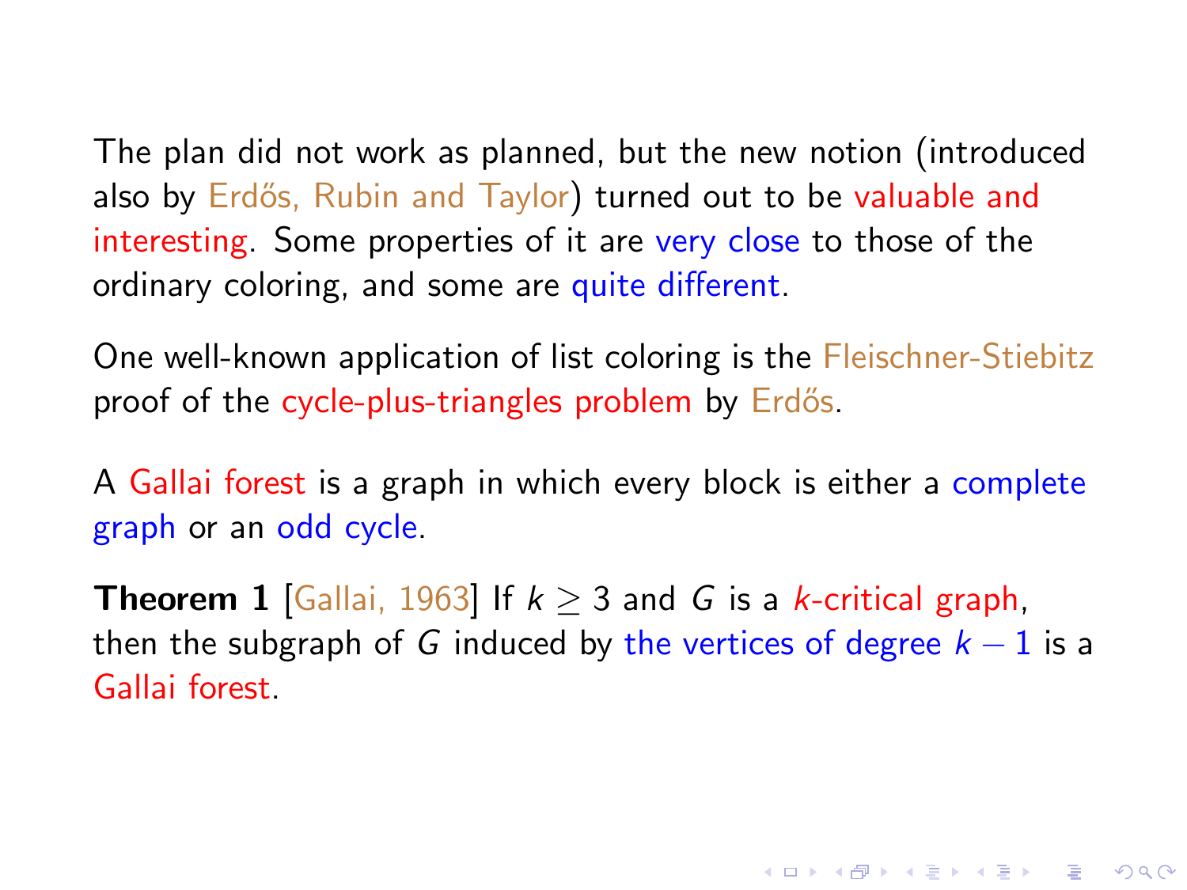The plan did not work as planned, but the new notion (introduced also by Erdős, Rubin and Taylor) turned out to be valuable and interesting. Some properties of it are very close to those of the ordinary coloring, and some are quite different.

One well-known application of list coloring is the Fleischner-Stiebitz proof of the cycle-plus-triangles problem by Erdős.

A Gallai forest is a graph in which every block is either a complete graph or an odd cycle.

**Theorem 1** [Gallai, 1963] If $k \geq 3$ and $G$ is a $k$-critical graph, then the subgraph of $G$ induced by the vertices of degree $k-1$ is a Gallai forest.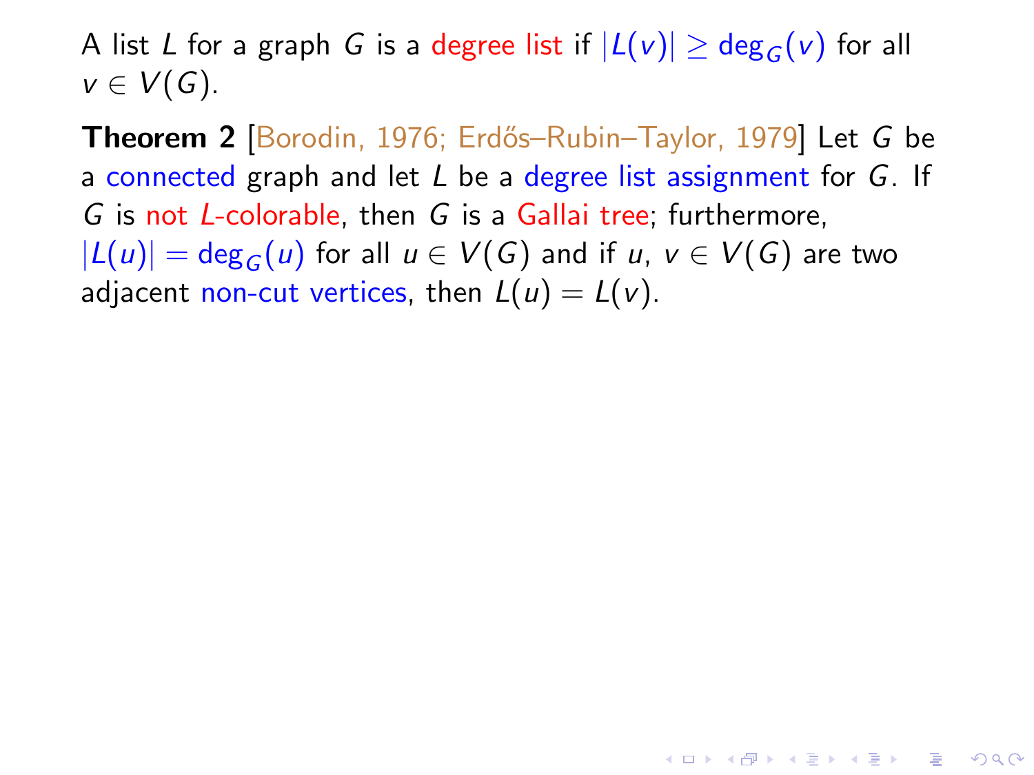A list $L$ for a graph $G$ is a degree list if $|L(v)| \geq \deg_G(v)$ for all $v \in V(G)$.

**Theorem 2** [Borodin, 1976; Erdős–Rubin–Taylor, 1979] Let $G$ be a connected graph and let $L$ be a degree list assignment for $G$. If $G$ is not $L$-colorable, then $G$ is a Gallai tree; furthermore, $|L(u)| = \deg_G(u)$ for all $u \in V(G)$ and if $u$, $v \in V(G)$ are two adjacent non-cut vertices, then $L(u) = L(v)$.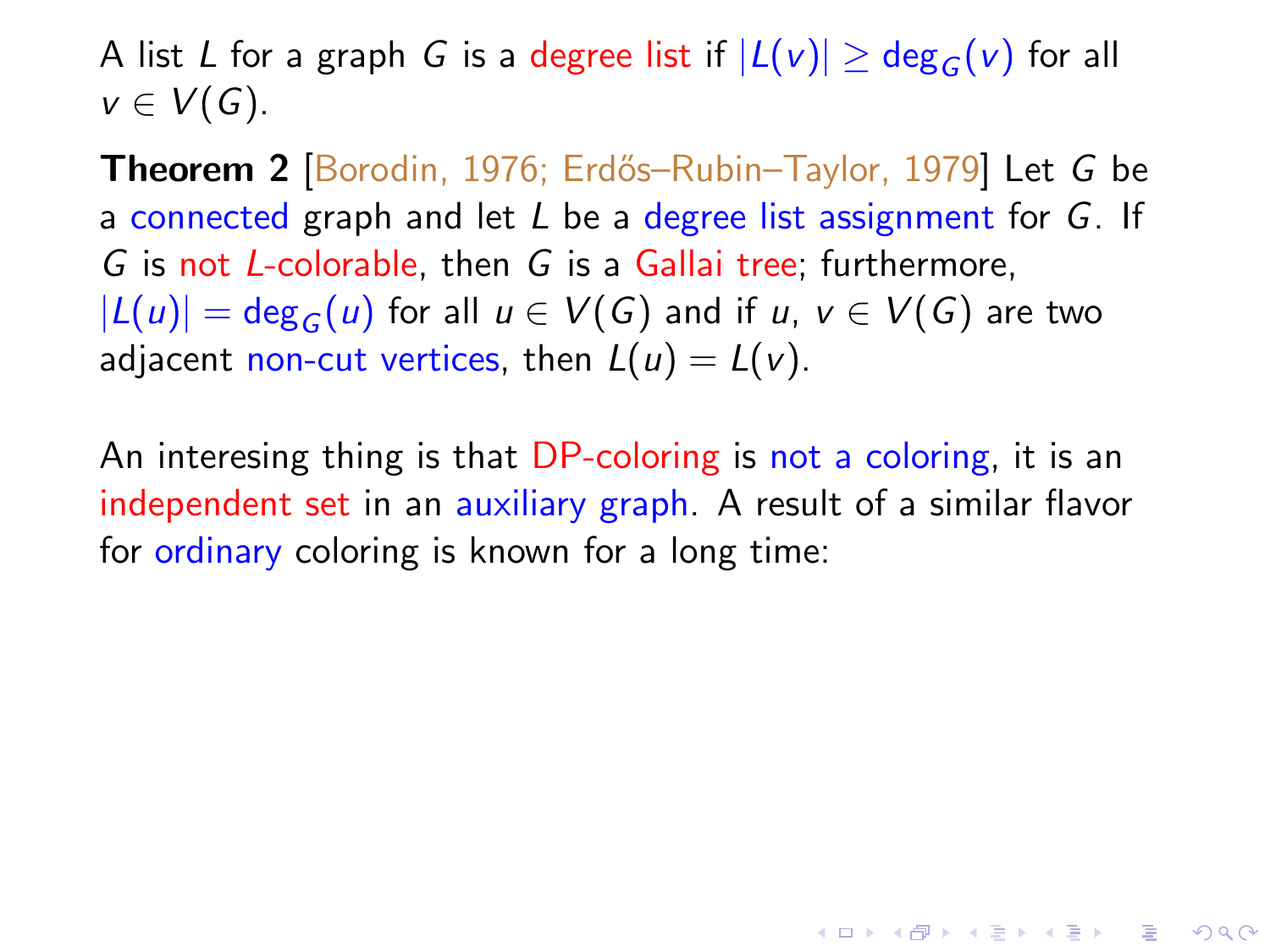A list $L$ for a graph $G$ is a degree list if $|L(v)| \geq \deg_G(v)$ for all $v \in V(G)$.

**Theorem 2** [Borodin, 1976; Erdős–Rubin–Taylor, 1979] Let $G$ be a connected graph and let $L$ be a degree list assignment for $G$. If $G$ is not $L$-colorable, then $G$ is a Gallai tree; furthermore, $|L(u)| = \deg_G(u)$ for all $u \in V(G)$ and if $u$, $v \in V(G)$ are two adjacent non-cut vertices, then $L(u) = L(v)$.

An interesing thing is that DP-coloring is not a coloring, it is an independent set in an auxiliary graph. A result of a similar flavor for ordinary coloring is known for a long time: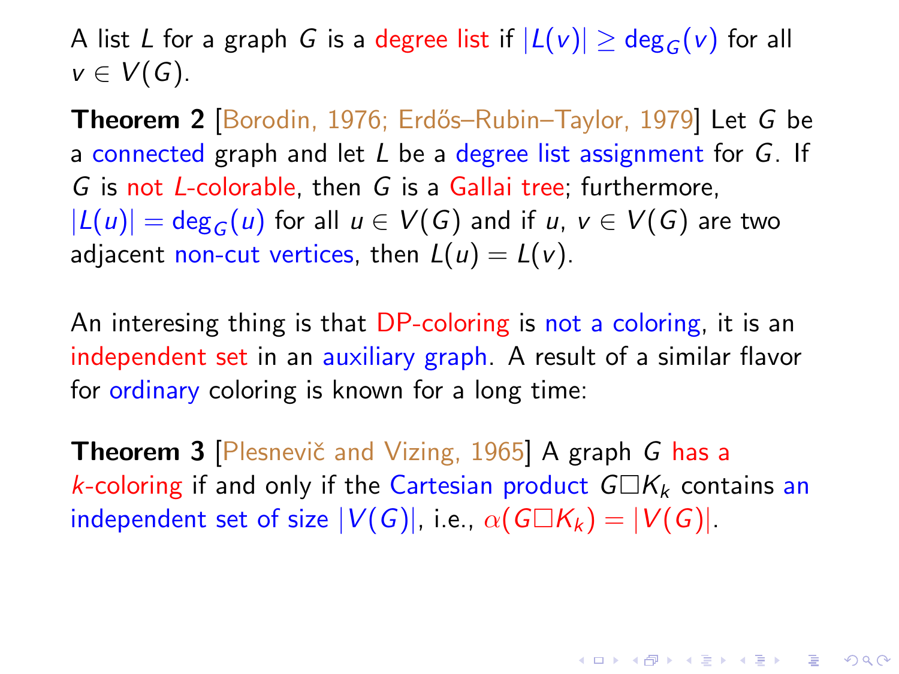A list $L$ for a graph $G$ is a degree list if $|L(v)| \geq \deg_G(v)$ for all $v \in V(G)$.

**Theorem 2** [Borodin, 1976; Erdős–Rubin–Taylor, 1979] Let $G$ be a connected graph and let $L$ be a degree list assignment for $G$. If $G$ is not $L$-colorable, then $G$ is a Gallai tree; furthermore, $|L(u)| = \deg_G(u)$ for all $u \in V(G)$ and if $u$, $v \in V(G)$ are two adjacent non-cut vertices, then $L(u) = L(v)$.

An interesing thing is that DP-coloring is not a coloring, it is an independent set in an auxiliary graph. A result of a similar flavor for ordinary coloring is known for a long time:

**Theorem 3** [Plesnevič and Vizing, 1965] A graph $G$ has a $k$-coloring if and only if the Cartesian product $G \square K_k$ contains an independent set of size $|V(G)|$, i.e., $\alpha(G \square K_k) = |V(G)|$.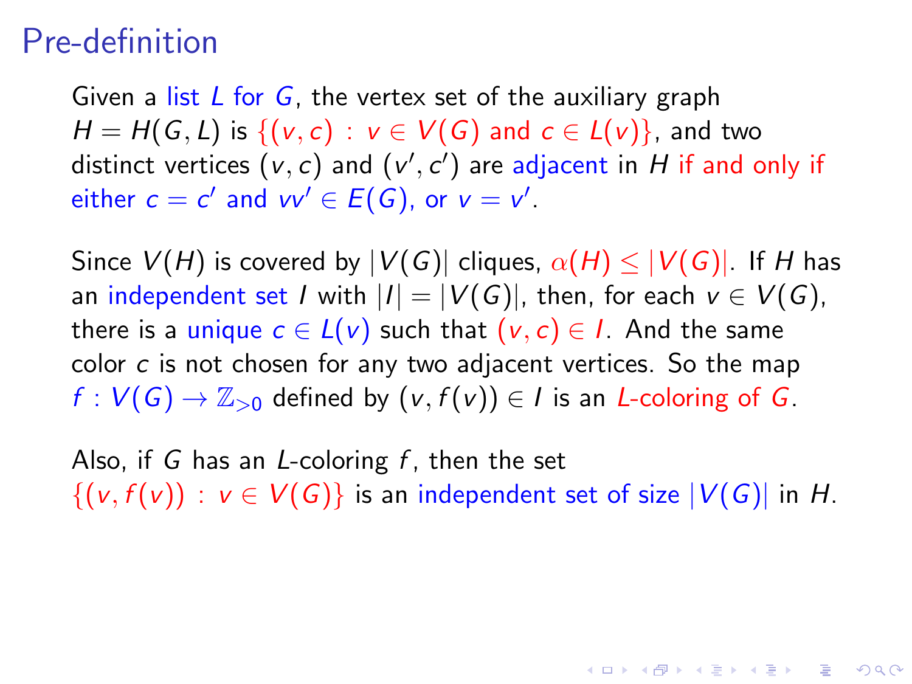# Pre-definition

Given a list $L$ for $G$, the vertex set of the auxiliary graph $H = H(G, L)$ is $\{(v, c) : v \in V(G) \text{ and } c \in L(v)\}$, and two distinct vertices $(v, c)$ and $(v', c')$ are adjacent in $H$ if and only if either $c = c'$ and $vv' \in E(G)$, or $v = v'$.

Since $V(H)$ is covered by $|V(G)|$ cliques, $\alpha(H) \leq |V(G)|$. If $H$ has an independent set $I$ with $|I| = |V(G)|$, then, for each $v \in V(G)$, there is a unique $c \in L(v)$ such that $(v, c) \in I$. And the same color $c$ is not chosen for any two adjacent vertices. So the map $f : V(G) \to \mathbb{Z}_{>0}$ defined by $(v, f(v)) \in I$ is an $L$-coloring of $G$.

Also, if $G$ has an $L$-coloring $f$, then the set $\{(v, f(v)) : v \in V(G)\}$ is an independent set of size $|V(G)|$ in $H$.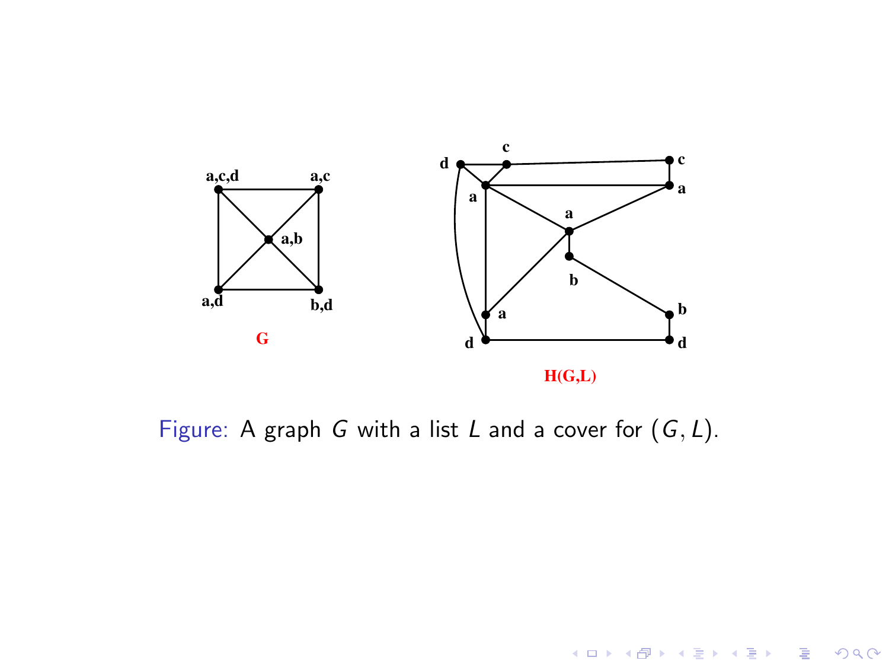Figure: A graph $G$ with a list $L$ and a cover for $(G, L)$.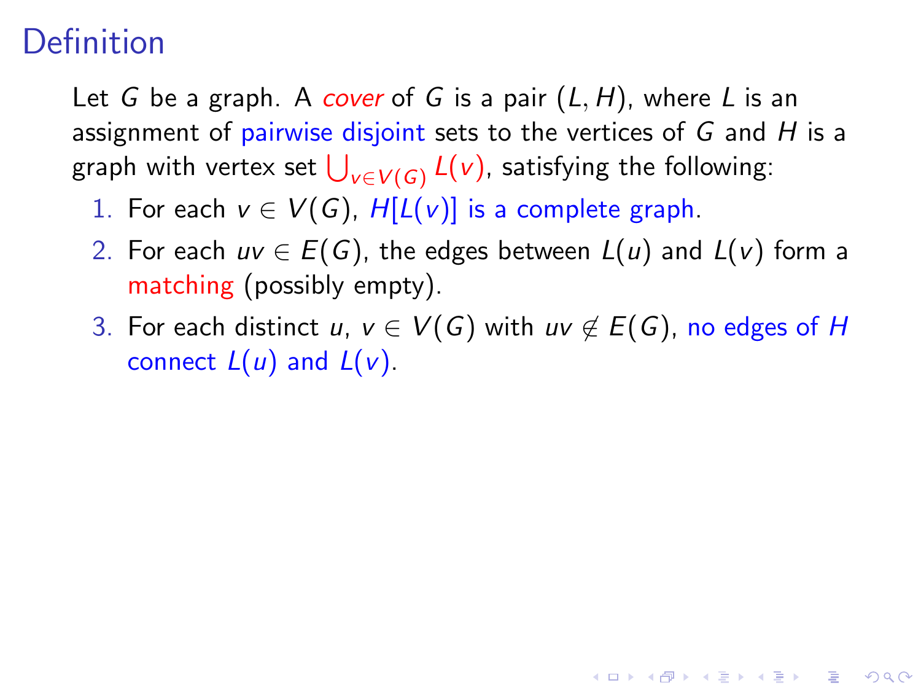# Definition

Let $G$ be a graph. A *cover* of $G$ is a pair $(L, H)$, where $L$ is an assignment of pairwise disjoint sets to the vertices of $G$ and $H$ is a graph with vertex set $\bigcup_{v \in V(G)} L(v)$, satisfying the following:

1. For each $v \in V(G)$, $H[L(v)]$ is a complete graph.
2. For each $uv \in E(G)$, the edges between $L(u)$ and $L(v)$ form a matching (possibly empty).
3. For each distinct $u, v \in V(G)$ with $uv \notin E(G)$, no edges of $H$ connect $L(u)$ and $L(v)$.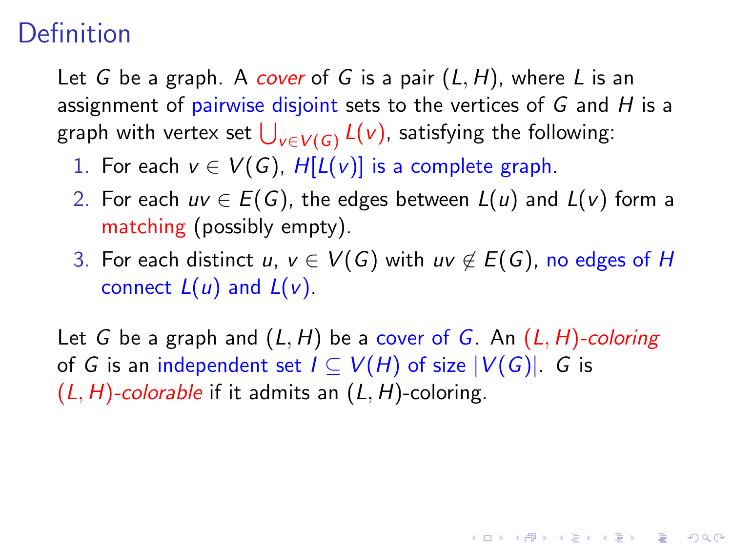## Definition

Let $G$ be a graph. A *cover* of $G$ is a pair $(L, H)$, where $L$ is an assignment of pairwise disjoint sets to the vertices of $G$ and $H$ is a graph with vertex set $\bigcup_{v \in V(G)} L(v)$, satisfying the following:

1. For each $v \in V(G)$, $H[L(v)]$ is a complete graph.
2. For each $uv \in E(G)$, the edges between $L(u)$ and $L(v)$ form a matching (possibly empty).
3. For each distinct $u, v \in V(G)$ with $uv \notin E(G)$, no edges of $H$ connect $L(u)$ and $L(v)$.

Let $G$ be a graph and $(L, H)$ be a cover of $G$. An *$(L, H)$-coloring* of $G$ is an independent set $I \subseteq V(H)$ of size $|V(G)|$. $G$ is *$(L, H)$-colorable* if it admits an $(L, H)$-coloring.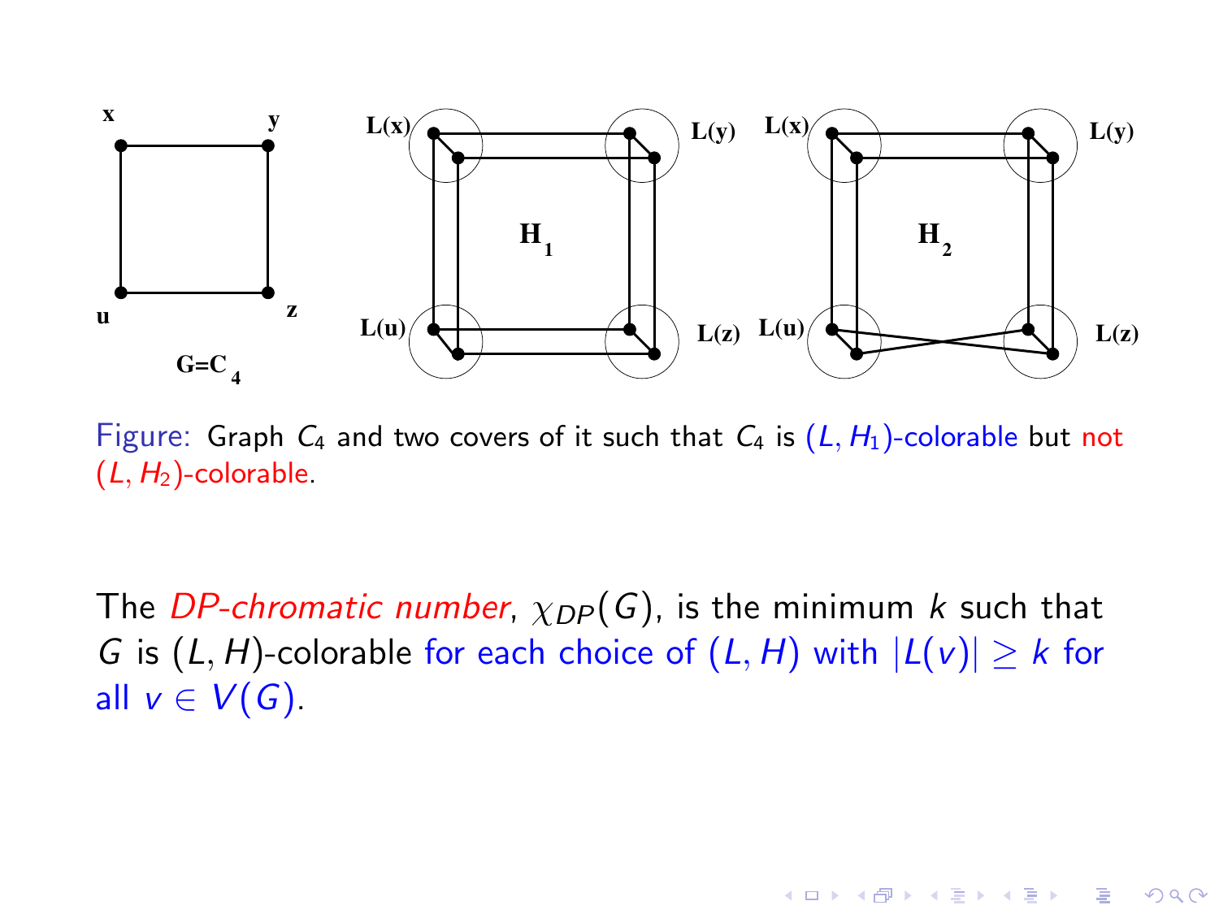Figure: Graph $C_4$ and two covers of it such that $C_4$ is $(L, H_1)$-colorable but not $(L, H_2)$-colorable.

The *DP-chromatic number*, $\chi_{DP}(G)$, is the minimum $k$ such that $G$ is $(L, H)$-colorable for each choice of $(L, H)$ with $|L(v)| \geq k$ for all $v \in V(G)$.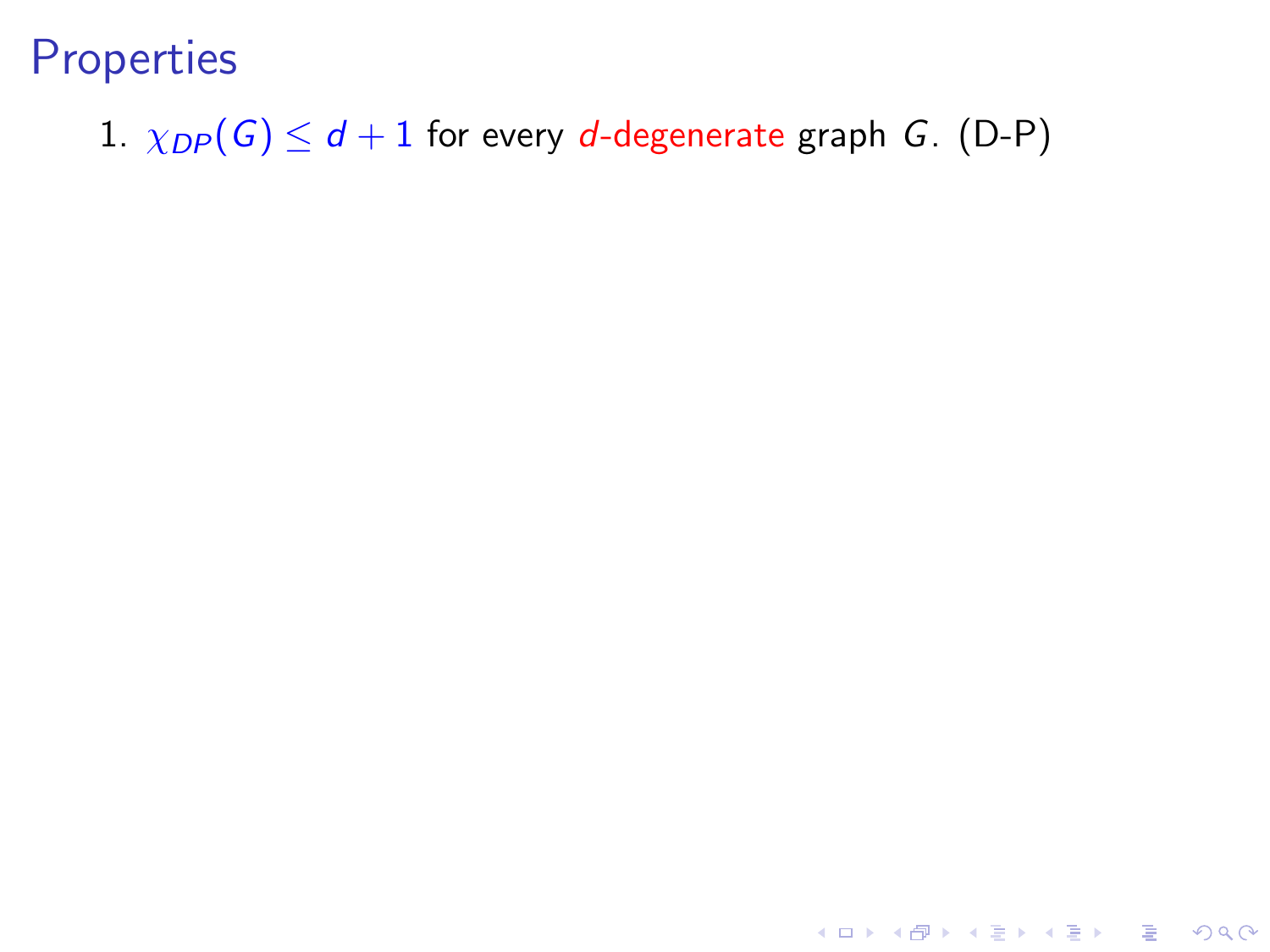# Properties

1. $\chi_{DP}(G) \leq d + 1$ for every *d*-degenerate graph $G$. (D-P)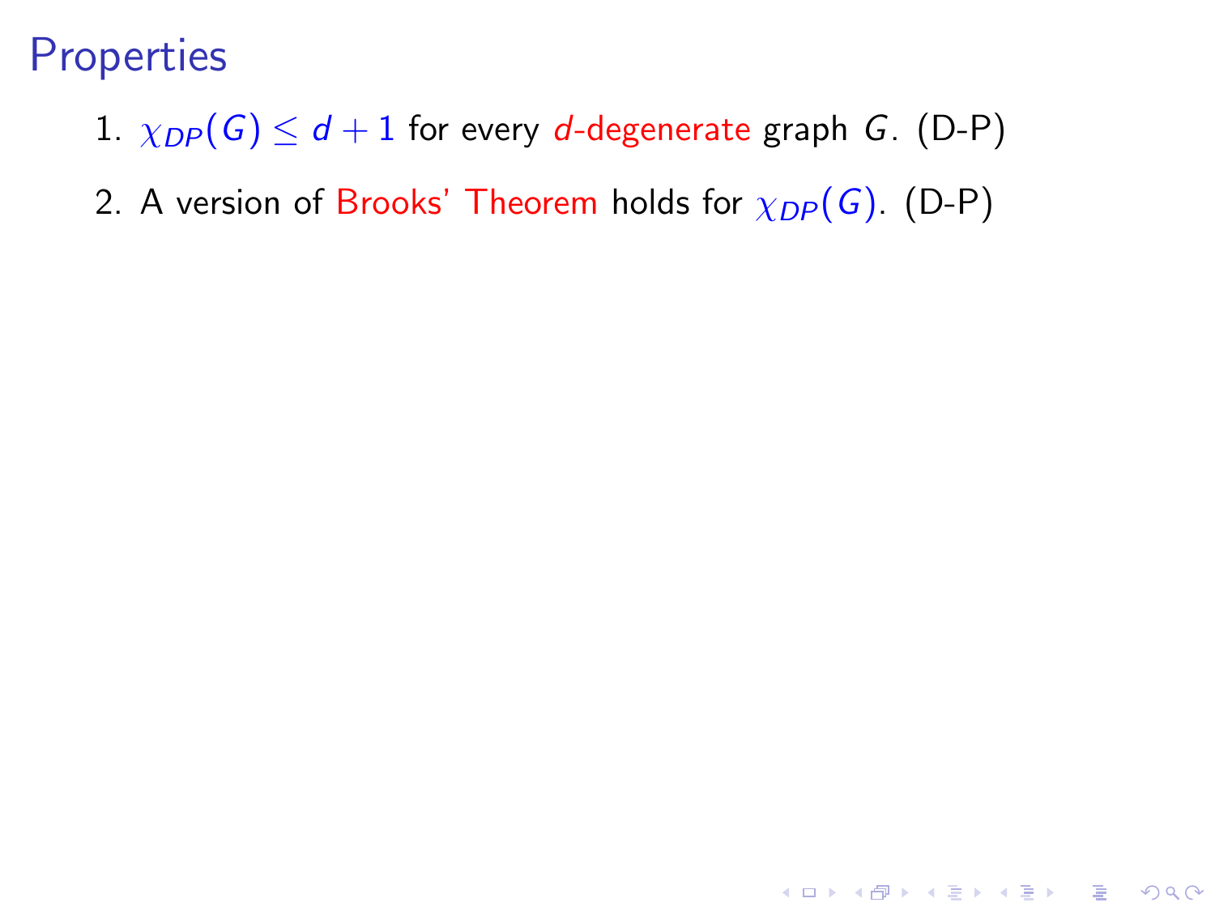# Properties

1. $\chi_{DP}(G) \leq d + 1$ for every *d*-degenerate graph $G$. (D-P)
2. A version of Brooks' Theorem holds for $\chi_{DP}(G)$. (D-P)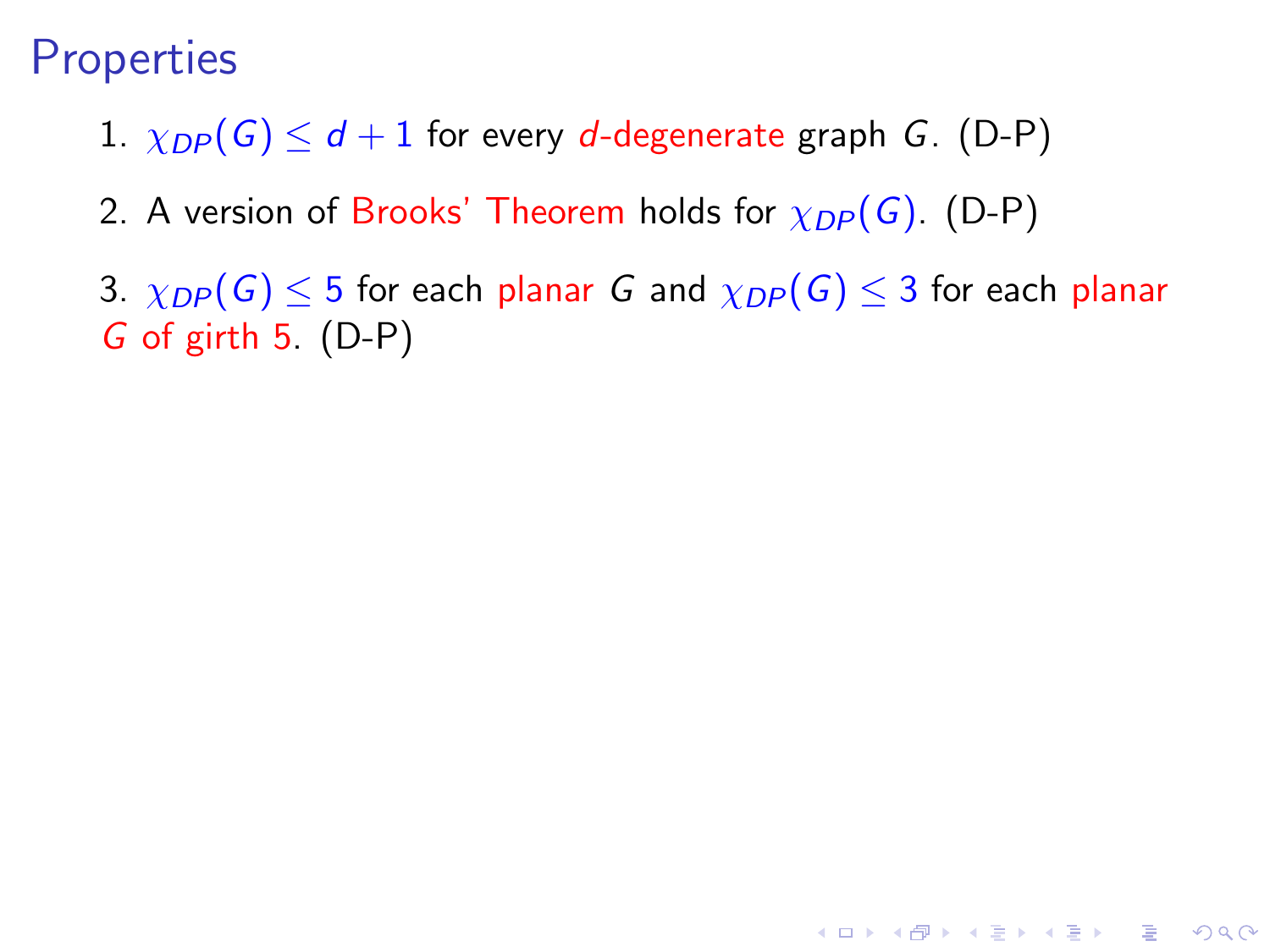# Properties

1. $\chi_{DP}(G) \leq d + 1$ for every $d$-degenerate graph $G$. (D-P)

2. A version of Brooks' Theorem holds for $\chi_{DP}(G)$. (D-P)

3. $\chi_{DP}(G) \leq 5$ for each planar $G$ and $\chi_{DP}(G) \leq 3$ for each planar $G$ of girth 5. (D-P)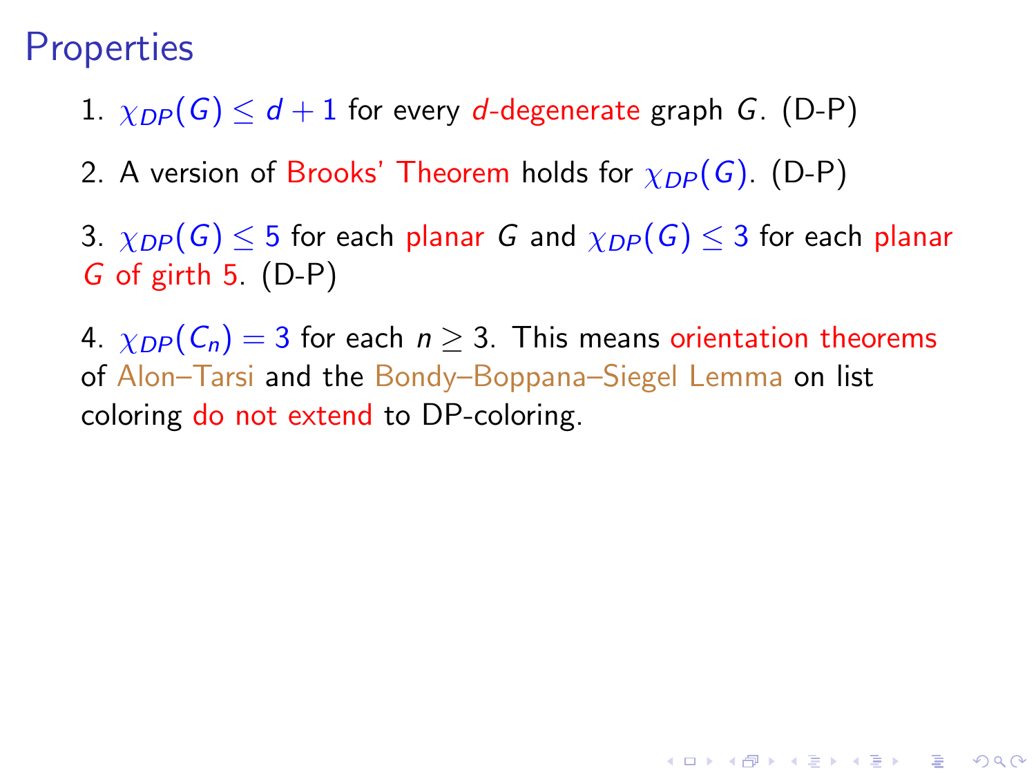# Properties

1. $\chi_{DP}(G) \leq d+1$ for every $d$-degenerate graph $G$. (D-P)

2. A version of Brooks' Theorem holds for $\chi_{DP}(G)$. (D-P)

3. $\chi_{DP}(G) \leq 5$ for each planar $G$ and $\chi_{DP}(G) \leq 3$ for each planar $G$ of girth 5. (D-P)

4. $\chi_{DP}(C_n) = 3$ for each $n \geq 3$. This means orientation theorems of Alon–Tarsi and the Bondy–Boppana–Siegel Lemma on list coloring do not extend to DP-coloring.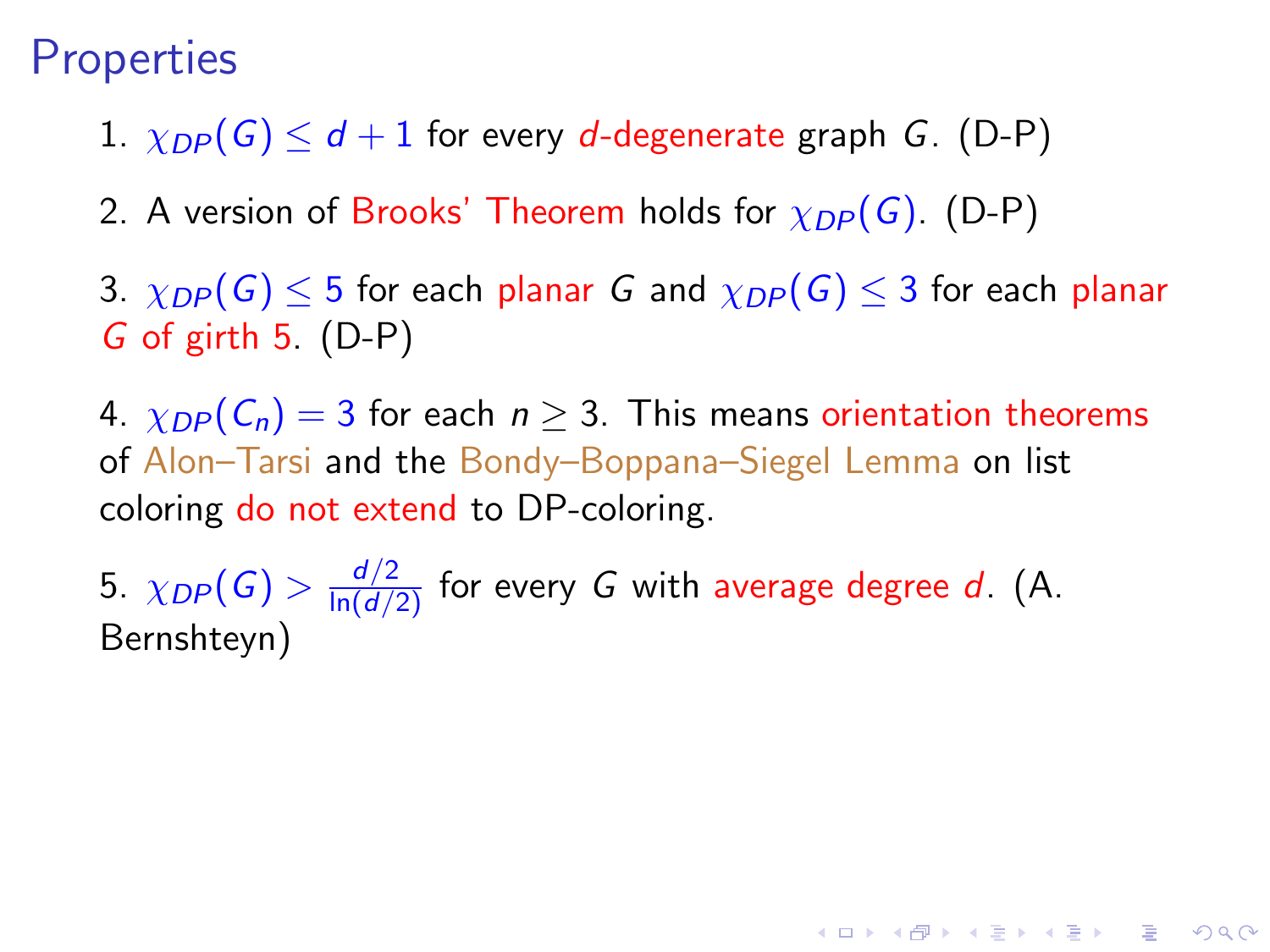# Properties

1. $\chi_{DP}(G) \leq d + 1$ for every $d$-degenerate graph $G$. (D-P)
2. A version of Brooks' Theorem holds for $\chi_{DP}(G)$. (D-P)
3. $\chi_{DP}(G) \leq 5$ for each planar $G$ and $\chi_{DP}(G) \leq 3$ for each planar $G$ of girth 5. (D-P)
4. $\chi_{DP}(C_n) = 3$ for each $n \geq 3$. This means orientation theorems of Alon–Tarsi and the Bondy–Boppana–Siegel Lemma on list coloring do not extend to DP-coloring.
5. $\chi_{DP}(G) > \frac{d/2}{\ln(d/2)}$ for every $G$ with average degree $d$. (A. Bernshteyn)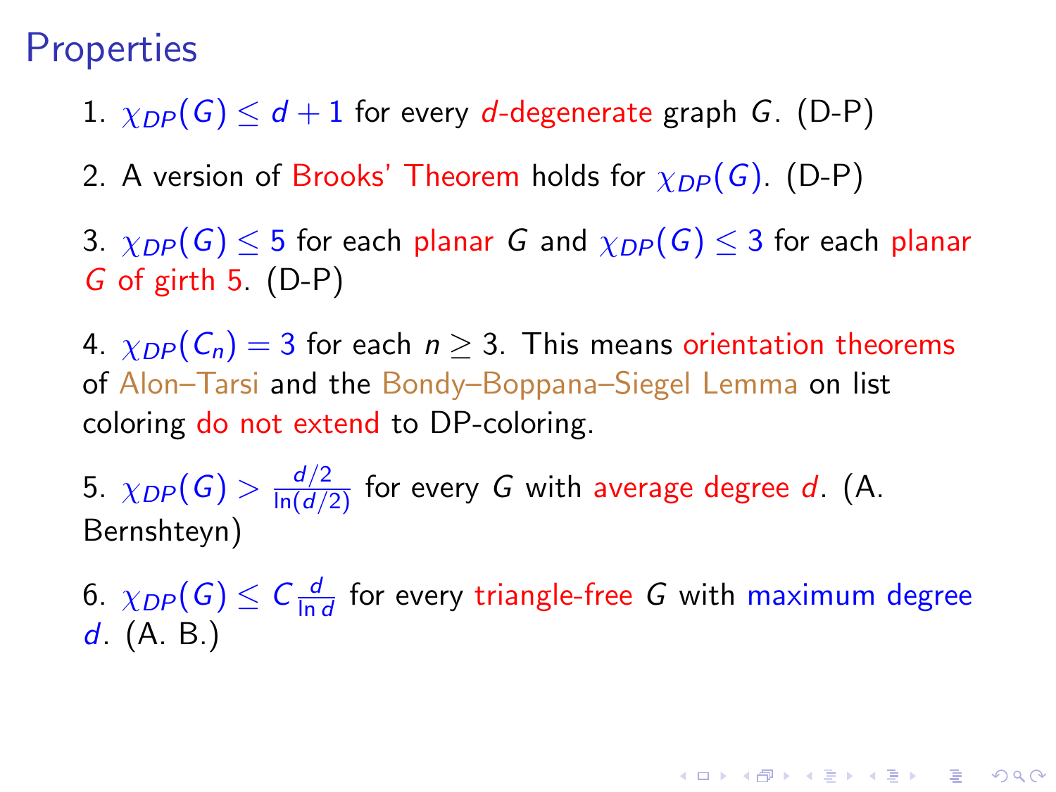# Properties

1. $\chi_{DP}(G) \leq d+1$ for every $d$-degenerate graph $G$. (D-P)

2. A version of Brooks' Theorem holds for $\chi_{DP}(G)$. (D-P)

3. $\chi_{DP}(G) \leq 5$ for each planar $G$ and $\chi_{DP}(G) \leq 3$ for each planar $G$ of girth 5. (D-P)

4. $\chi_{DP}(C_n) = 3$ for each $n \geq 3$. This means orientation theorems of Alon–Tarsi and the Bondy–Boppana–Siegel Lemma on list coloring do not extend to DP-coloring.

5. $\chi_{DP}(G) > \frac{d/2}{\ln(d/2)}$ for every $G$ with average degree $d$. (A. Bernshteyn)

6. $\chi_{DP}(G) \leq C\frac{d}{\ln d}$ for every triangle-free $G$ with maximum degree $d$. (A. B.)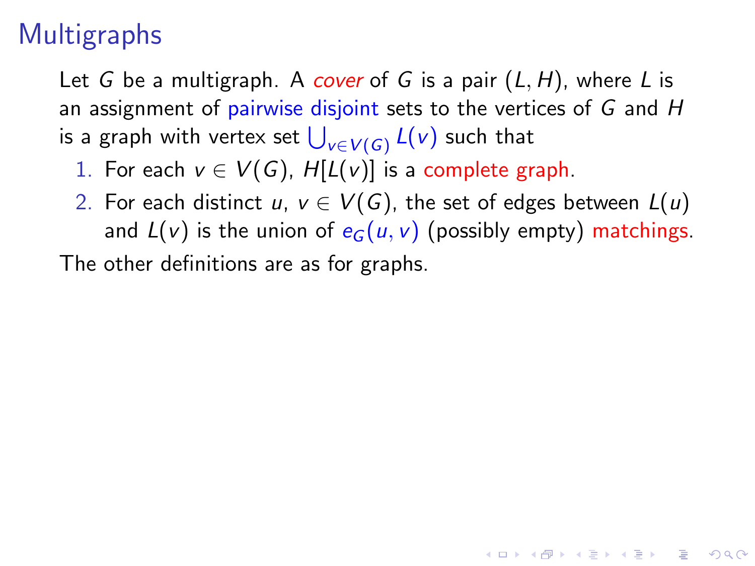# Multigraphs

Let $G$ be a multigraph. A *cover* of $G$ is a pair $(L, H)$, where $L$ is an assignment of pairwise disjoint sets to the vertices of $G$ and $H$ is a graph with vertex set $\bigcup_{v \in V(G)} L(v)$ such that

1. For each $v \in V(G)$, $H[L(v)]$ is a complete graph.
2. For each distinct $u$, $v \in V(G)$, the set of edges between $L(u)$ and $L(v)$ is the union of $e_G(u, v)$ (possibly empty) matchings.

The other definitions are as for graphs.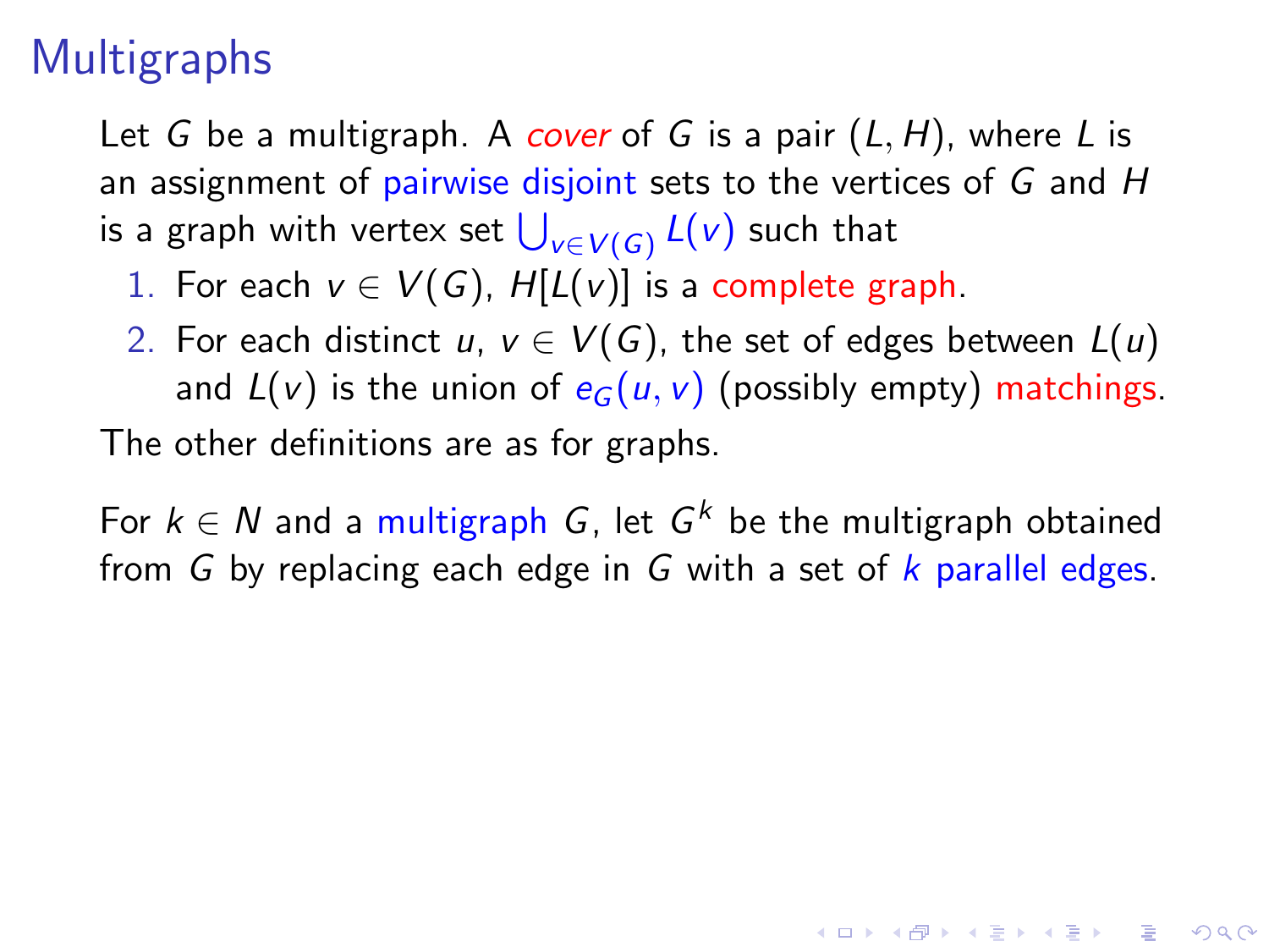# Multigraphs

Let $G$ be a multigraph. A *cover* of $G$ is a pair $(L, H)$, where $L$ is an assignment of pairwise disjoint sets to the vertices of $G$ and $H$ is a graph with vertex set $\bigcup_{v \in V(G)} L(v)$ such that

1. For each $v \in V(G)$, $H[L(v)]$ is a complete graph.
2. For each distinct $u$, $v \in V(G)$, the set of edges between $L(u)$ and $L(v)$ is the union of $e_G(u, v)$ (possibly empty) matchings.

The other definitions are as for graphs.

For $k \in N$ and a multigraph $G$, let $G^k$ be the multigraph obtained from $G$ by replacing each edge in $G$ with a set of $k$ parallel edges.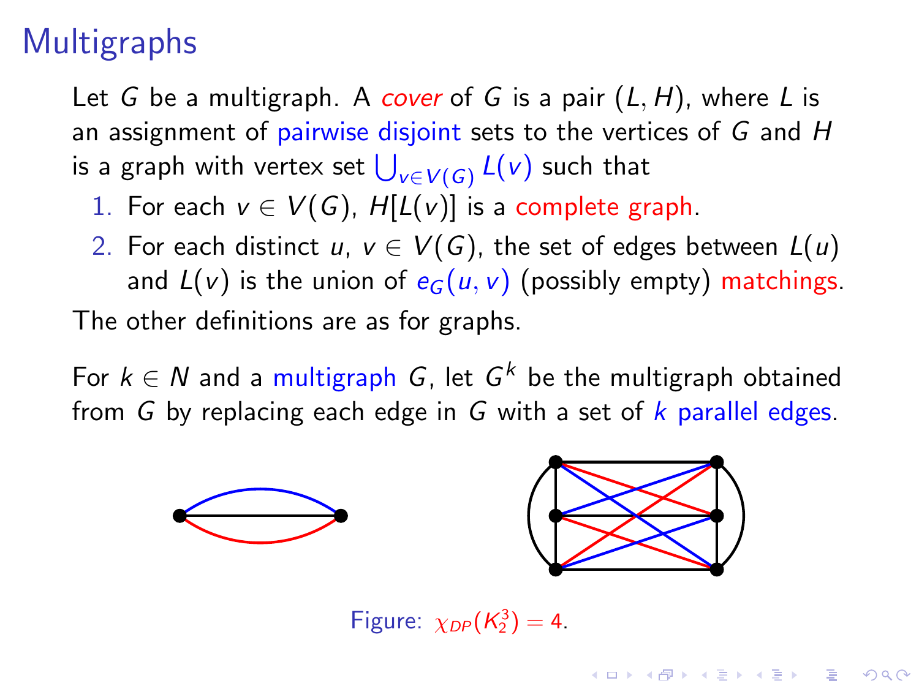# Multigraphs

Let $G$ be a multigraph. A *cover* of $G$ is a pair $(L, H)$, where $L$ is an assignment of pairwise disjoint sets to the vertices of $G$ and $H$ is a graph with vertex set $\bigcup_{v \in V(G)} L(v)$ such that

1. For each $v \in V(G)$, $H[L(v)]$ is a complete graph.
2. For each distinct $u, v \in V(G)$, the set of edges between $L(u)$ and $L(v)$ is the union of $e_G(u, v)$ (possibly empty) matchings.

The other definitions are as for graphs.

For $k \in N$ and a multigraph $G$, let $G^k$ be the multigraph obtained from $G$ by replacing each edge in $G$ with a set of $k$ parallel edges.

Figure: $\chi_{DP}(K_2^3) = 4$.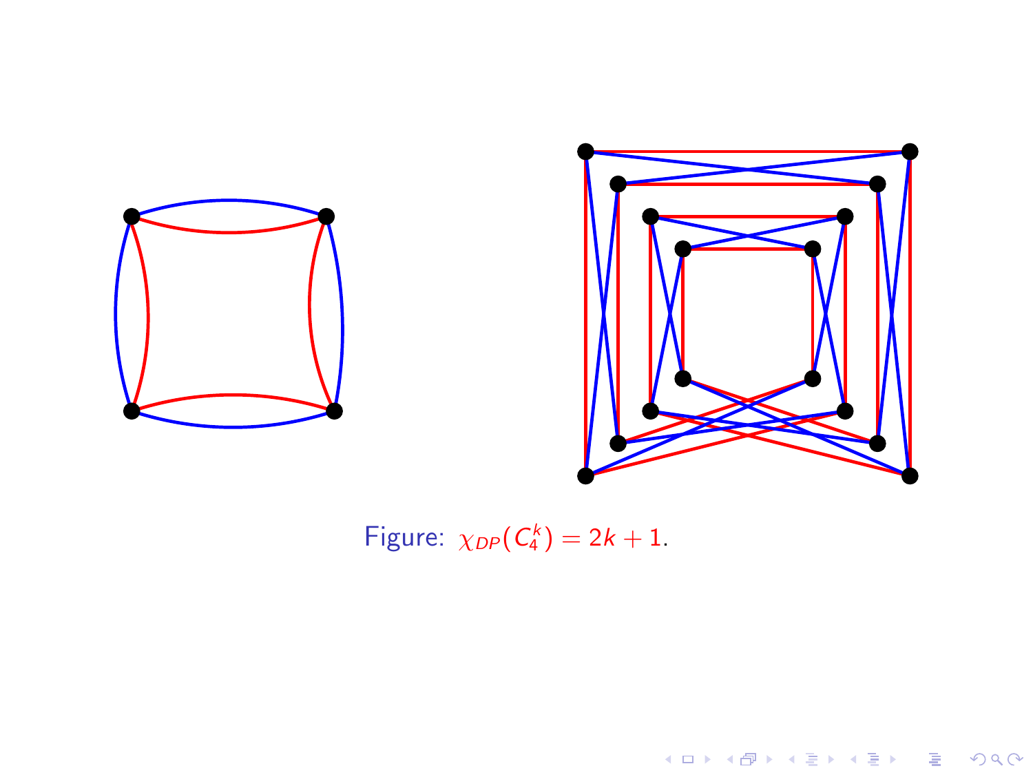Figure: $\chi_{DP}(C_4^k) = 2k + 1$.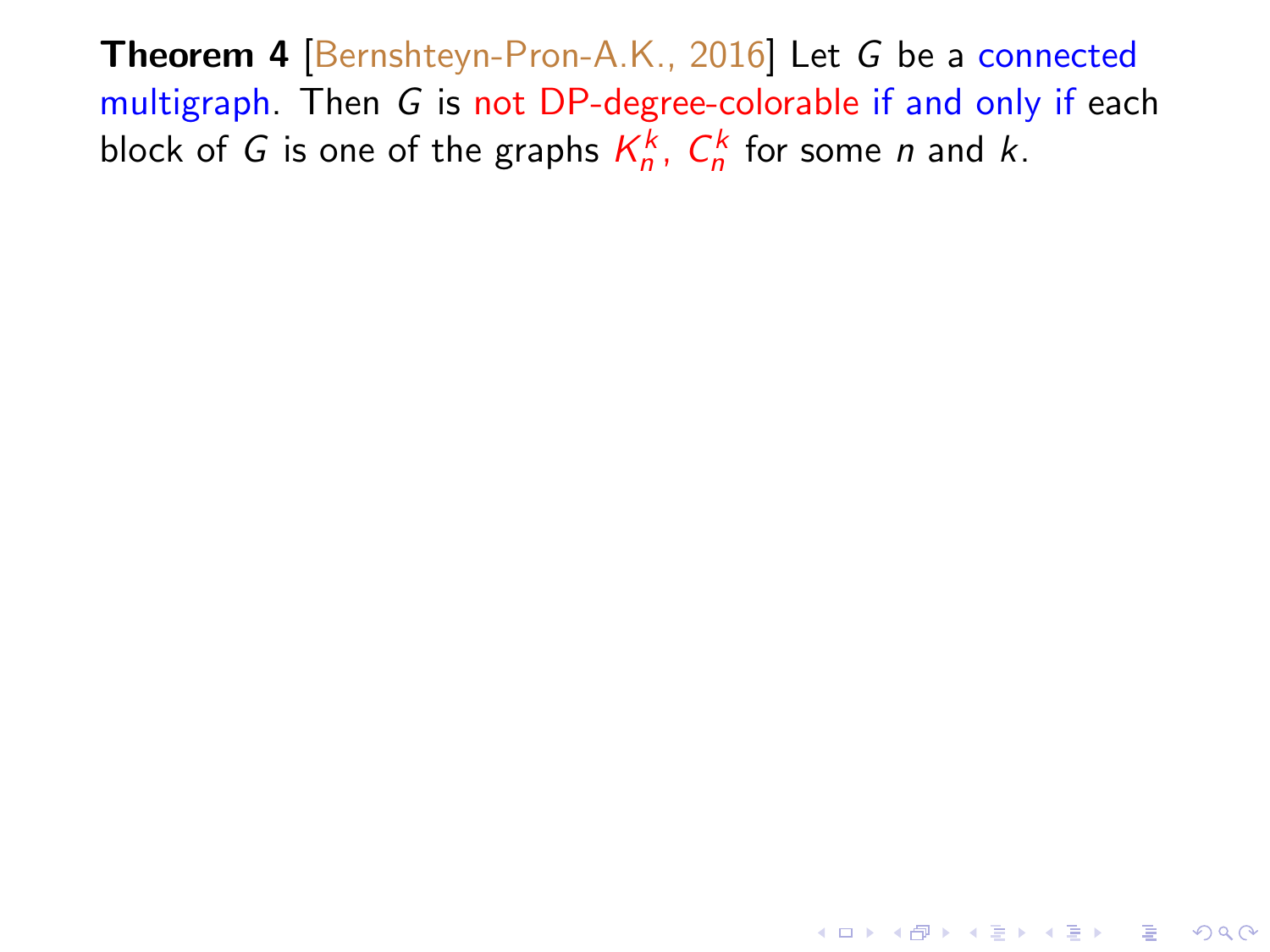**Theorem 4** [Bernshteyn-Pron-A.K., 2016] Let $G$ be a connected multigraph. Then $G$ is not DP-degree-colorable if and only if each block of $G$ is one of the graphs $K_n^k$, $C_n^k$ for some $n$ and $k$.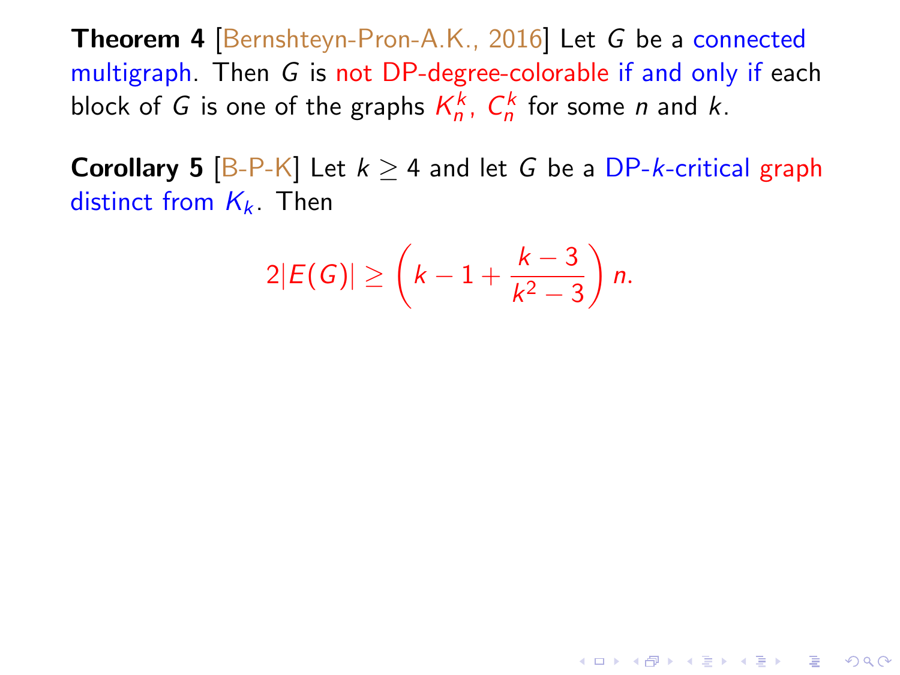**Theorem 4** [Bernshteyn-Pron-A.K., 2016] Let $G$ be a connected multigraph. Then $G$ is not DP-degree-colorable if and only if each block of $G$ is one of the graphs $K_n^k$, $C_n^k$ for some $n$ and $k$.

**Corollary 5** [B-P-K] Let $k \geq 4$ and let $G$ be a DP-$k$-critical graph distinct from $K_k$. Then

$$2|E(G)| \geq \left(k - 1 + \frac{k-3}{k^2-3}\right) n.$$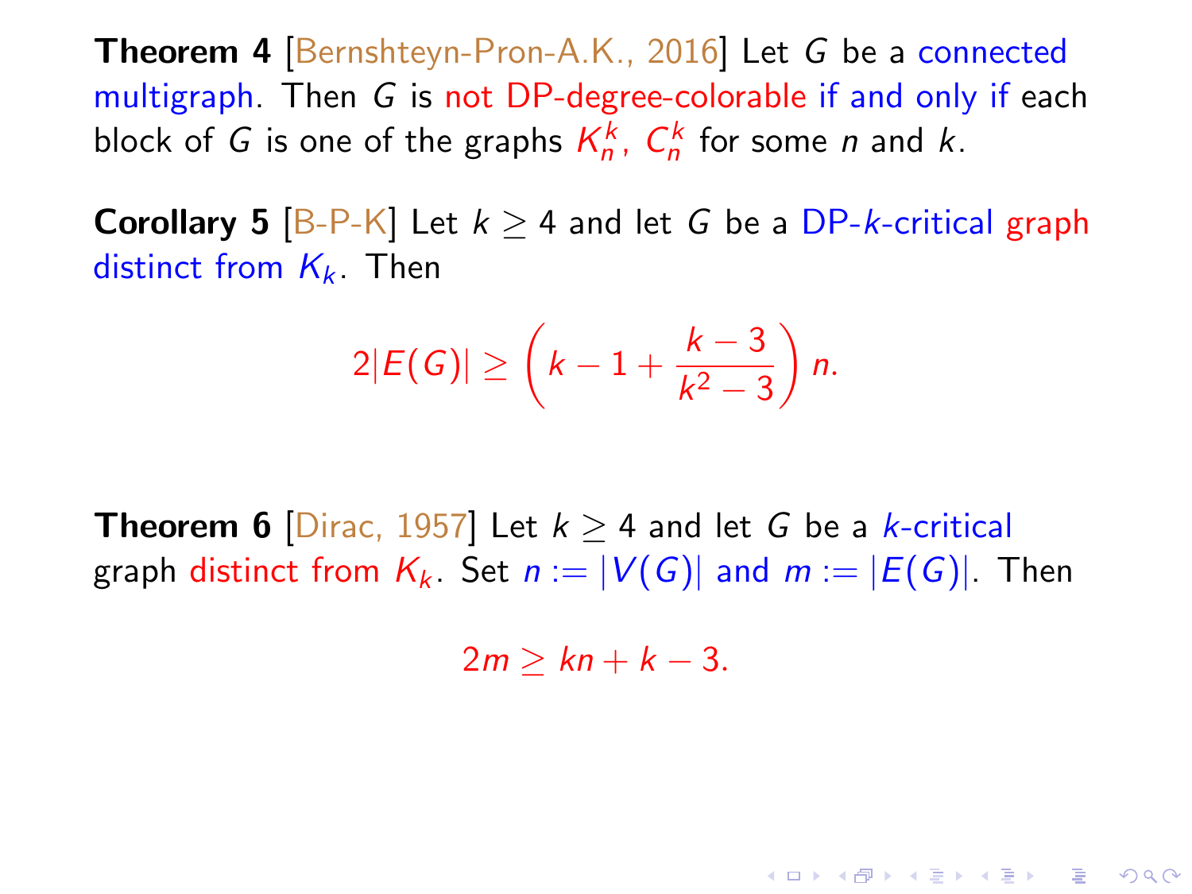**Theorem 4** [Bernshteyn-Pron-A.K., 2016] Let $G$ be a connected multigraph. Then $G$ is not DP-degree-colorable if and only if each block of $G$ is one of the graphs $K_n^k$, $C_n^k$ for some $n$ and $k$.

**Corollary 5** [B-P-K] Let $k \geq 4$ and let $G$ be a DP-$k$-critical graph distinct from $K_k$. Then

$$2|E(G)| \geq \left(k - 1 + \frac{k-3}{k^2-3}\right) n.$$

**Theorem 6** [Dirac, 1957] Let $k \geq 4$ and let $G$ be a $k$-critical graph distinct from $K_k$. Set $n := |V(G)|$ and $m := |E(G)|$. Then

$$2m \geq kn + k - 3.$$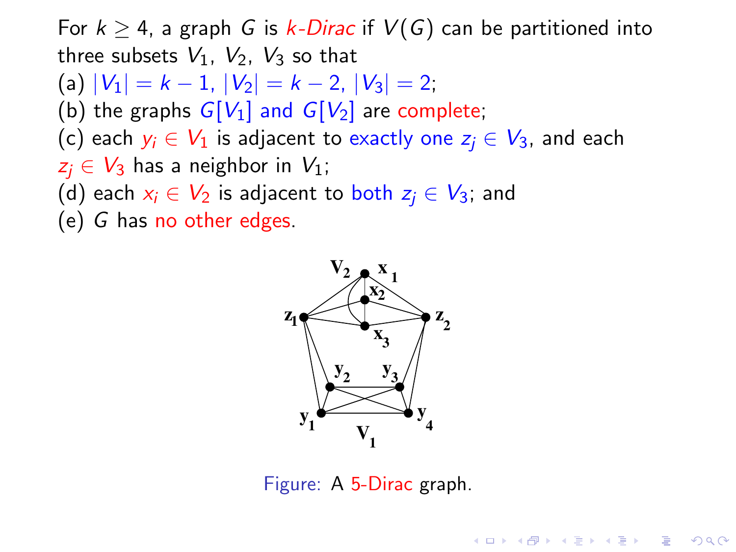For $k \geq 4$, a graph $G$ is *$k$-Dirac* if $V(G)$ can be partitioned into three subsets $V_1$, $V_2$, $V_3$ so that

(a) $|V_1| = k - 1$, $|V_2| = k - 2$, $|V_3| = 2$;

(b) the graphs $G[V_1]$ and $G[V_2]$ are complete;

(c) each $y_i \in V_1$ is adjacent to exactly one $z_j \in V_3$, and each $z_j \in V_3$ has a neighbor in $V_1$;

(d) each $x_i \in V_2$ is adjacent to both $z_j \in V_3$; and

(e) $G$ has no other edges.

Figure: A 5-Dirac graph.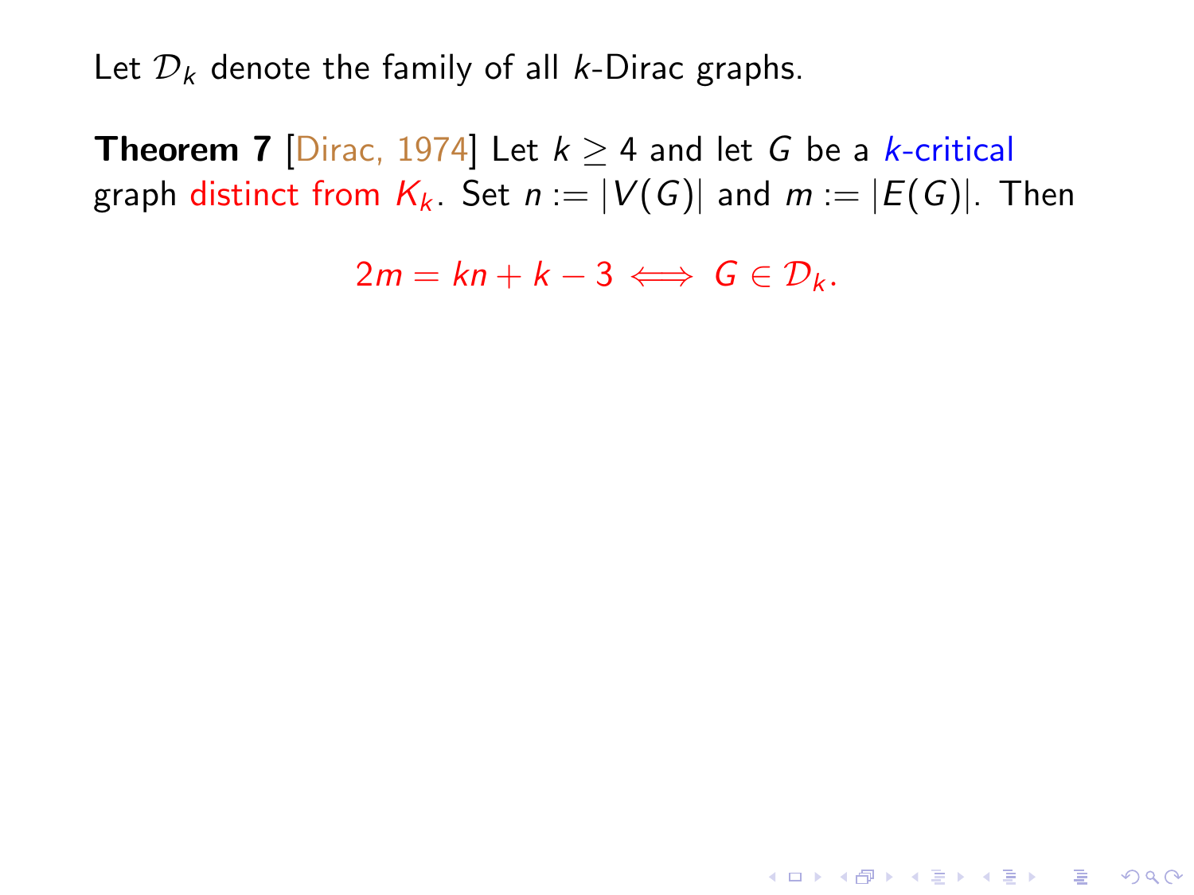Let $\mathcal{D}_k$ denote the family of all $k$-Dirac graphs.

**Theorem 7** [Dirac, 1974] Let $k \geq 4$ and let $G$ be a $k$-critical graph distinct from $K_k$. Set $n := |V(G)|$ and $m := |E(G)|$. Then

$$2m = kn + k - 3 \iff G \in \mathcal{D}_k.$$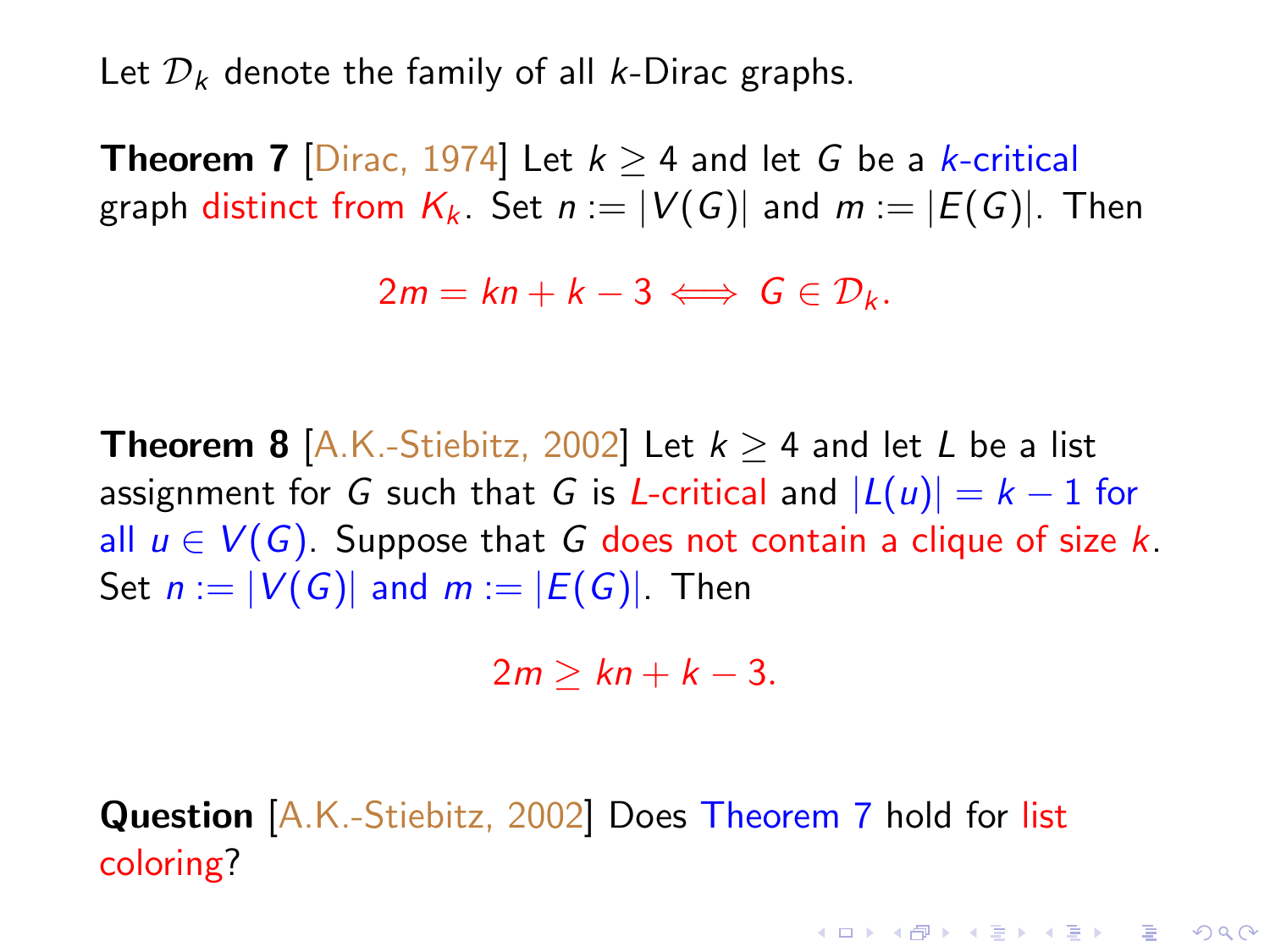Let $\mathcal{D}_k$ denote the family of all $k$-Dirac graphs.

**Theorem 7** [Dirac, 1974] Let $k \geq 4$ and let $G$ be a $k$-critical graph distinct from $K_k$. Set $n := |V(G)|$ and $m := |E(G)|$. Then

$$2m = kn + k - 3 \iff G \in \mathcal{D}_k.$$

**Theorem 8** [A.K.-Stiebitz, 2002] Let $k \geq 4$ and let $L$ be a list assignment for $G$ such that $G$ is $L$-critical and $|L(u)| = k - 1$ for all $u \in V(G)$. Suppose that $G$ does not contain a clique of size $k$. Set $n := |V(G)|$ and $m := |E(G)|$. Then

$$2m \geq kn + k - 3.$$

**Question** [A.K.-Stiebitz, 2002] Does Theorem 7 hold for list coloring?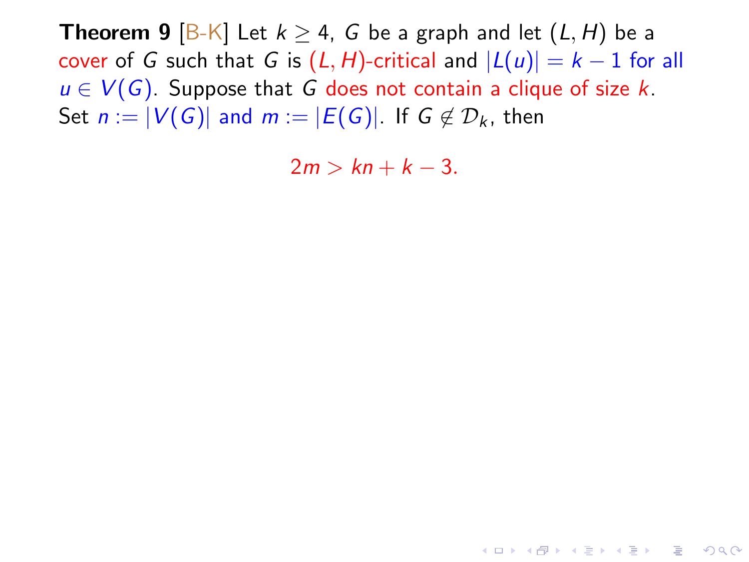**Theorem 9** [B-K] Let $k \geq 4$, $G$ be a graph and let $(L, H)$ be a cover of $G$ such that $G$ is $(L, H)$-critical and $|L(u)| = k - 1$ for all $u \in V(G)$. Suppose that $G$ does not contain a clique of size $k$. Set $n := |V(G)|$ and $m := |E(G)|$. If $G \notin \mathcal{D}_k$, then

$$2m > kn + k - 3.$$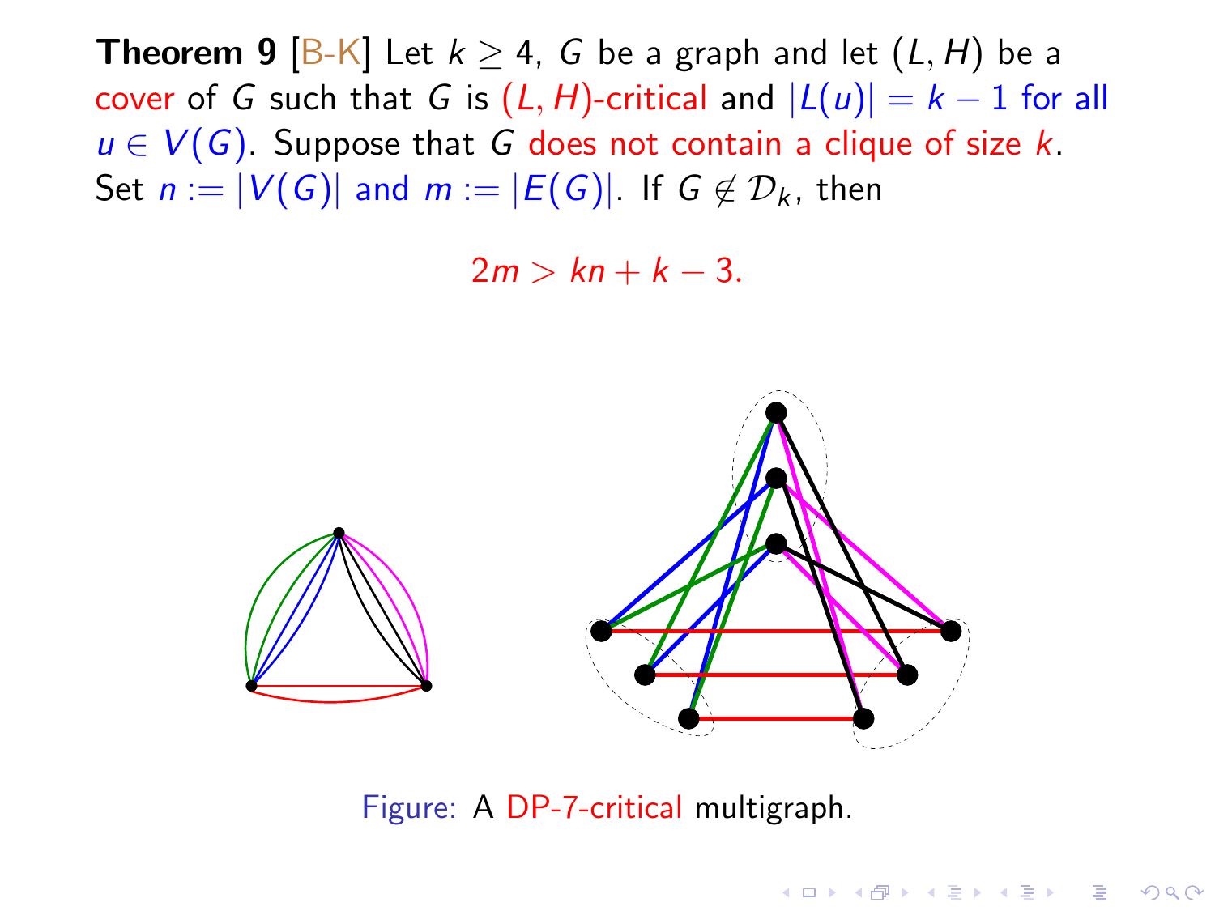**Theorem 9** [B-K] Let $k \geq 4$, $G$ be a graph and let $(L, H)$ be a cover of $G$ such that $G$ is $(L, H)$-critical and $|L(u)| = k - 1$ for all $u \in V(G)$. Suppose that $G$ does not contain a clique of size $k$. Set $n := |V(G)|$ and $m := |E(G)|$. If $G \notin \mathcal{D}_k$, then

$$2m > kn + k - 3.$$

Figure: A DP-7-critical multigraph.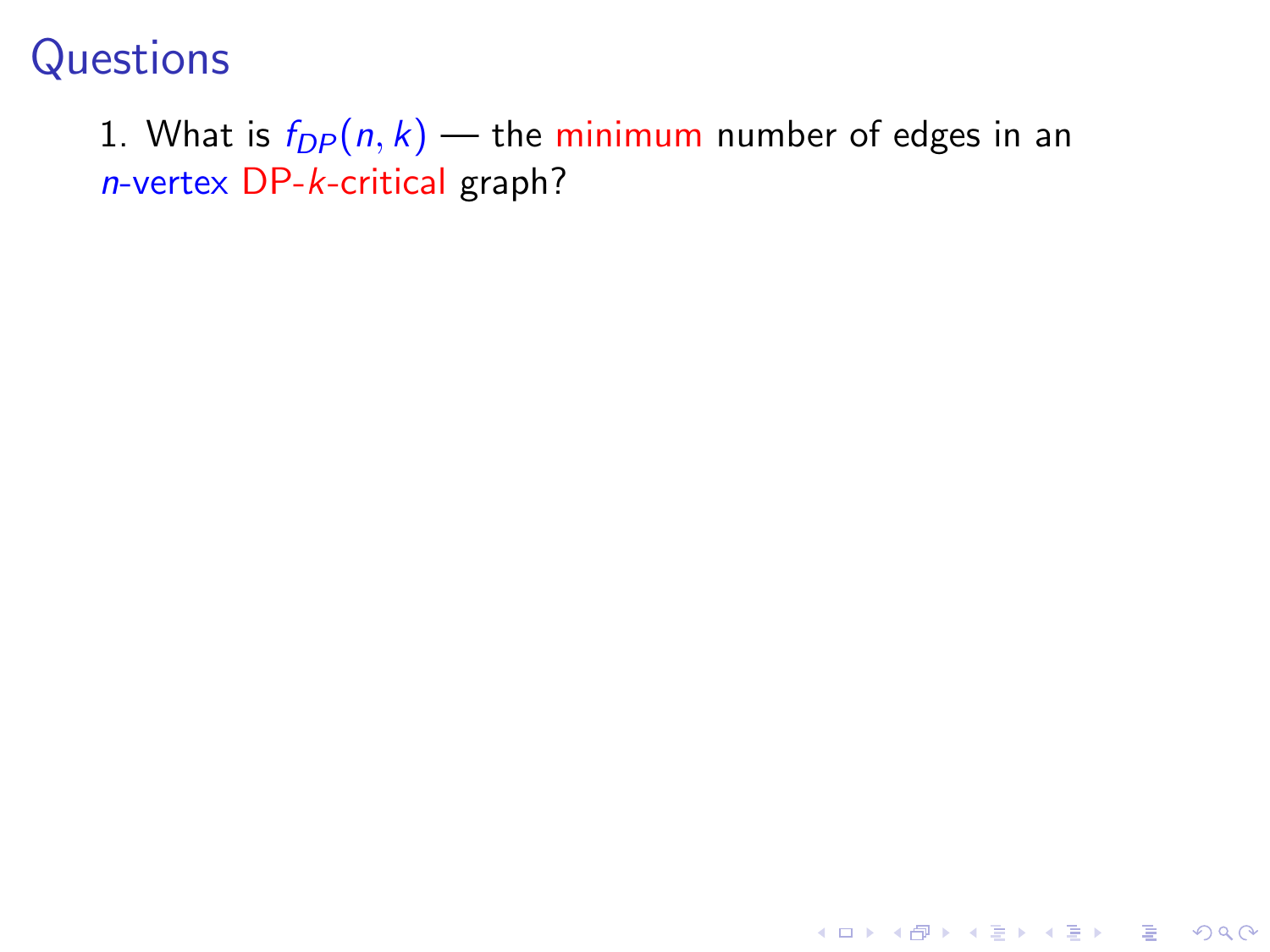# Questions

1. What is $f_{DP}(n, k)$ — the minimum number of edges in an $n$-vertex DP-$k$-critical graph?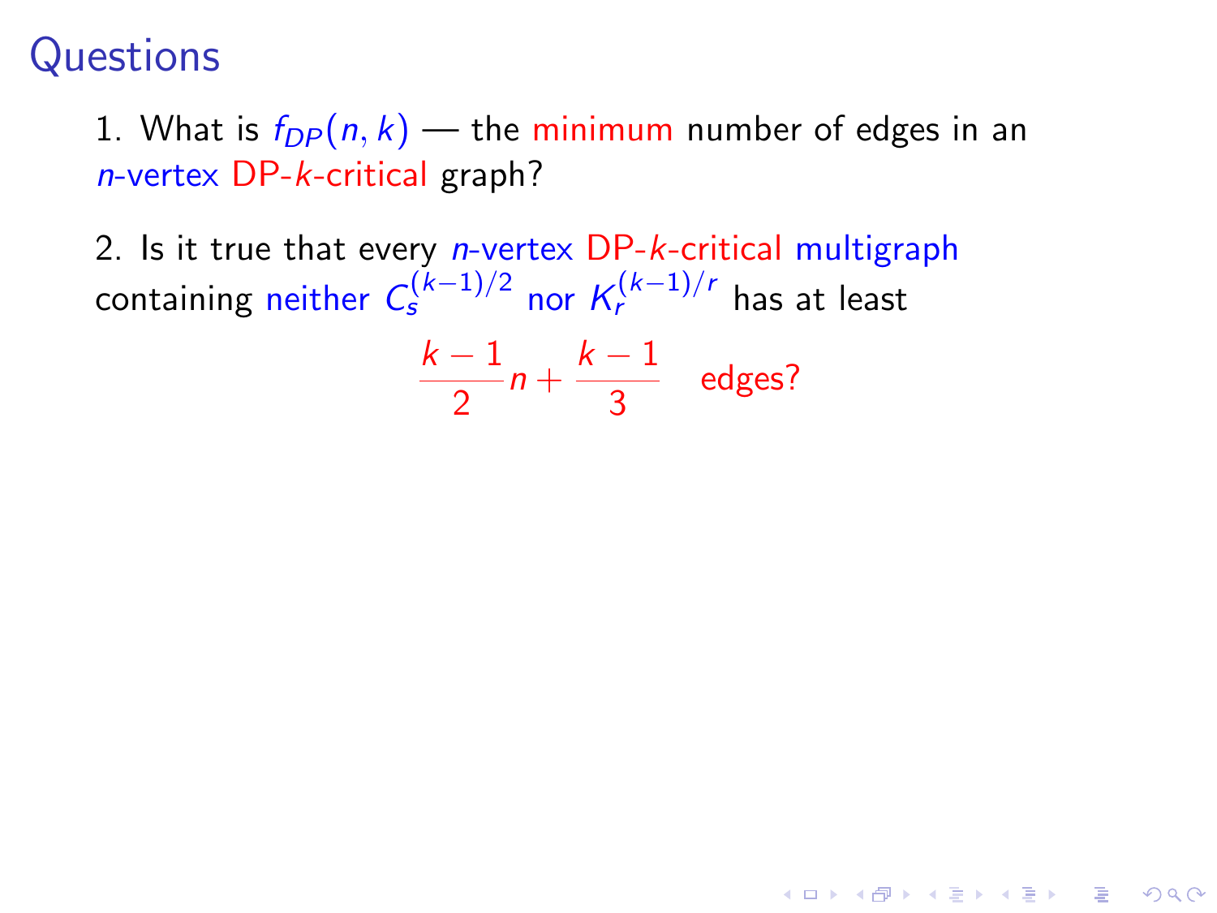# Questions

1. What is $f_{DP}(n, k)$ — the minimum number of edges in an $n$-vertex DP-$k$-critical graph?

2. Is it true that every $n$-vertex DP-$k$-critical multigraph containing neither $C_s^{(k-1)/2}$ nor $K_r^{(k-1)/r}$ has at least

$$\frac{k-1}{2}n + \frac{k-1}{3} \quad \text{edges?}$$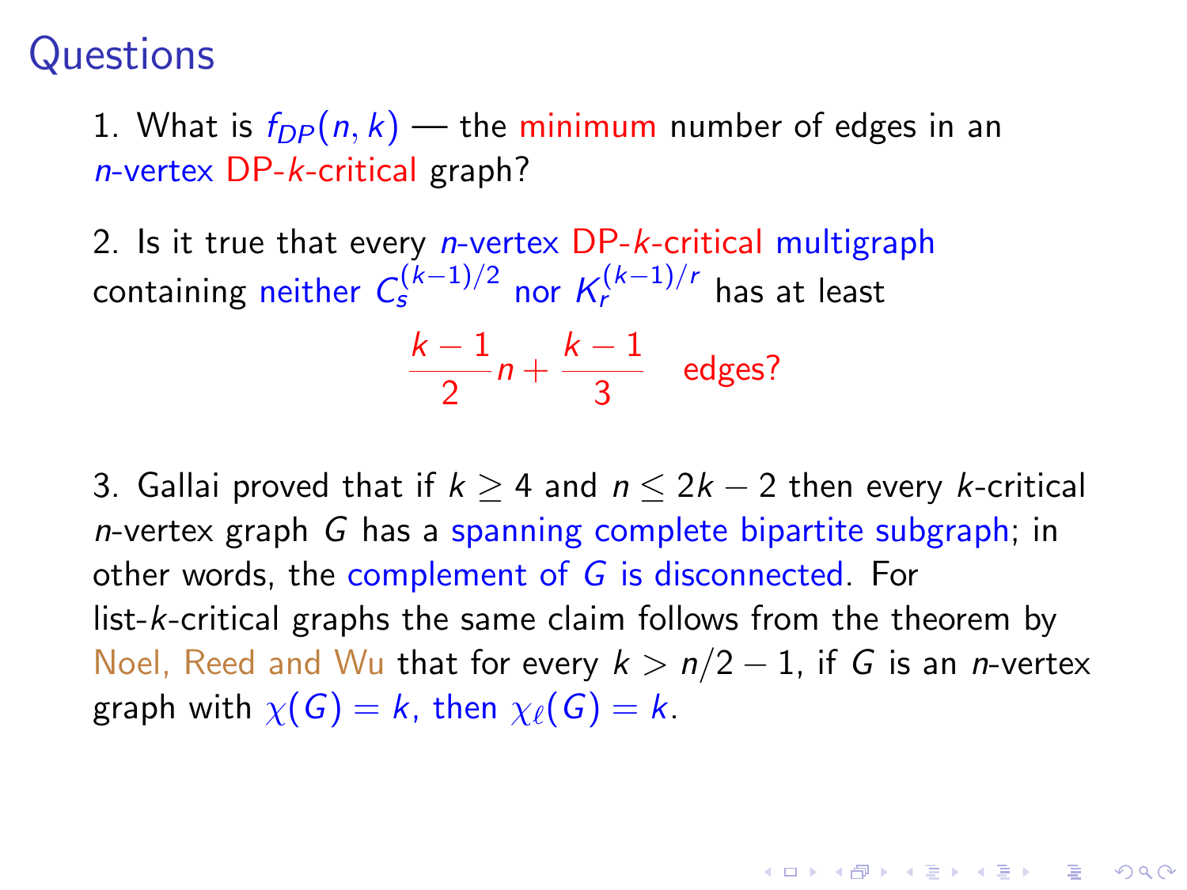# Questions

1. What is $f_{DP}(n,k)$ — the minimum number of edges in an $n$-vertex DP-$k$-critical graph?

2. Is it true that every $n$-vertex DP-$k$-critical multigraph containing neither $C_s^{(k-1)/2}$ nor $K_r^{(k-1)/r}$ has at least

$$\frac{k-1}{2}n + \frac{k-1}{3} \quad \text{edges?}$$

3. Gallai proved that if $k \geq 4$ and $n \leq 2k-2$ then every $k$-critical $n$-vertex graph $G$ has a spanning complete bipartite subgraph; in other words, the complement of $G$ is disconnected. For list-$k$-critical graphs the same claim follows from the theorem by Noel, Reed and Wu that for every $k > n/2 - 1$, if $G$ is an $n$-vertex graph with $\chi(G) = k$, then $\chi_\ell(G) = k$.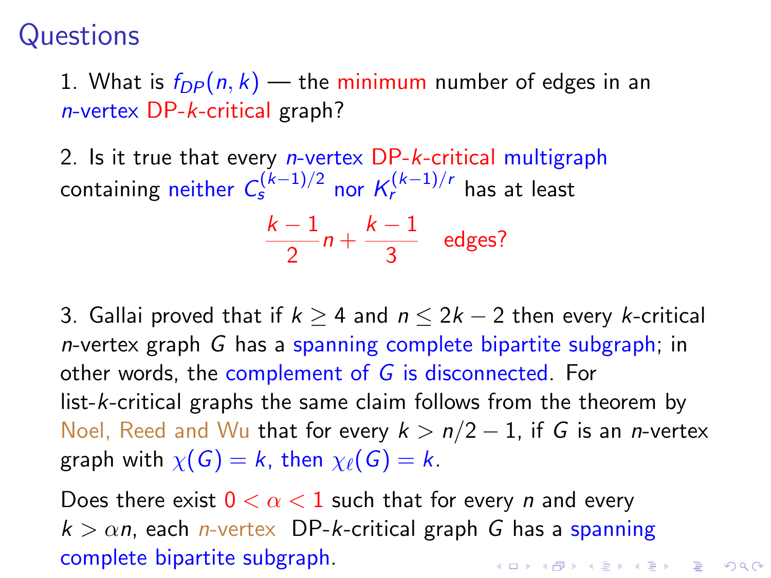# Questions

1. What is $f_{DP}(n,k)$ — the minimum number of edges in an $n$-vertex DP-$k$-critical graph?

2. Is it true that every $n$-vertex DP-$k$-critical multigraph containing neither $C_s^{(k-1)/2}$ nor $K_r^{(k-1)/r}$ has at least

$$\frac{k-1}{2}n + \frac{k-1}{3} \quad \text{edges?}$$

3. Gallai proved that if $k \geq 4$ and $n \leq 2k-2$ then every $k$-critical $n$-vertex graph $G$ has a spanning complete bipartite subgraph; in other words, the complement of $G$ is disconnected. For list-$k$-critical graphs the same claim follows from the theorem by Noel, Reed and Wu that for every $k > n/2 - 1$, if $G$ is an $n$-vertex graph with $\chi(G) = k$, then $\chi_\ell(G) = k$.

Does there exist $0 < \alpha < 1$ such that for every $n$ and every $k > \alpha n$, each $n$-vertex DP-$k$-critical graph $G$ has a spanning complete bipartite subgraph.